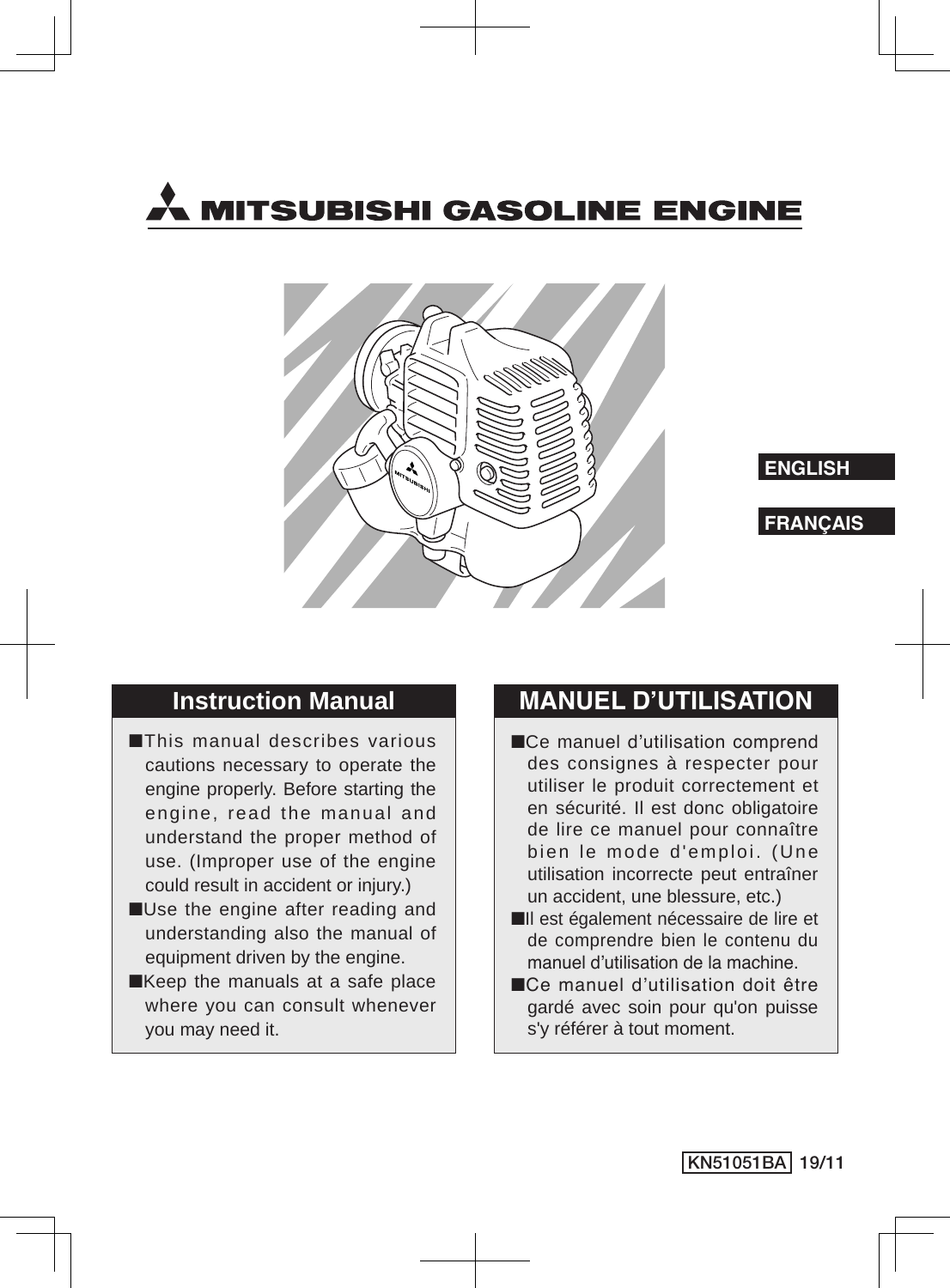# MITSUBISHI GASOLINE ENGINE

ENGLISH

FRANÇAIS

## Instruction Manual

■This manual describes various cautions necessary to operate the engine properly. Before starting the engine, read the manual and understand the proper method of use. (Improper use of the engine could result in accident or injury.)

■Use the engine after reading and understanding also the manual of equipment driven by the engine.

■Keep the manuals at a safe place where you can consult whenever you may need it.

## MANUEL D'UTILISATION

■Ce manuel d'utilisation comprend des consignes à respecter pour utiliser le produit correctement et en sécurité. Il est donc obligatoire de lire ce manuel pour connaître bien le mode d'emploi. (Une utilisation incorrecte peut entraîner un accident, une blessure, etc.)

■Il est également nécessaire de lire et de comprendre bien le contenu du manuel d'utilisation de la machine.

■Ce manuel d'utilisation doit être gardé avec soin pour qu'on puisse s'y référer à tout moment.

KN51051BA 19/11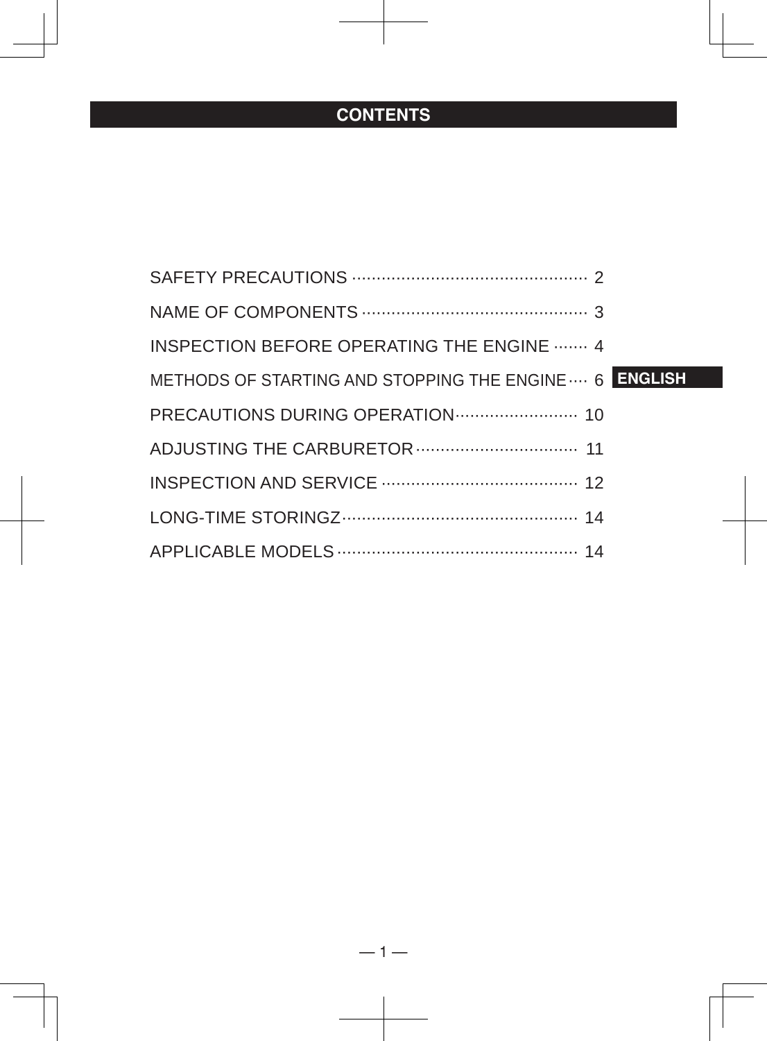# CONTENTS

SAFETY PRECAUTIONS ................................................ 2

NAME OF COMPONENTS .............................................. 3

INSPECTION BEFORE OPERATING THE ENGINE ....... 4

METHODS OF STARTING AND STOPPING THE ENGINE.... 6

PRECAUTIONS DURING OPERATION......................... 10

ADJUSTING THE CARBURETOR................................. 11

INSPECTION AND SERVICE ........................................ 12

LONG-TIME STORINGZ................................................ 14

APPLICABLE MODELS................................................. 14

ENGLISH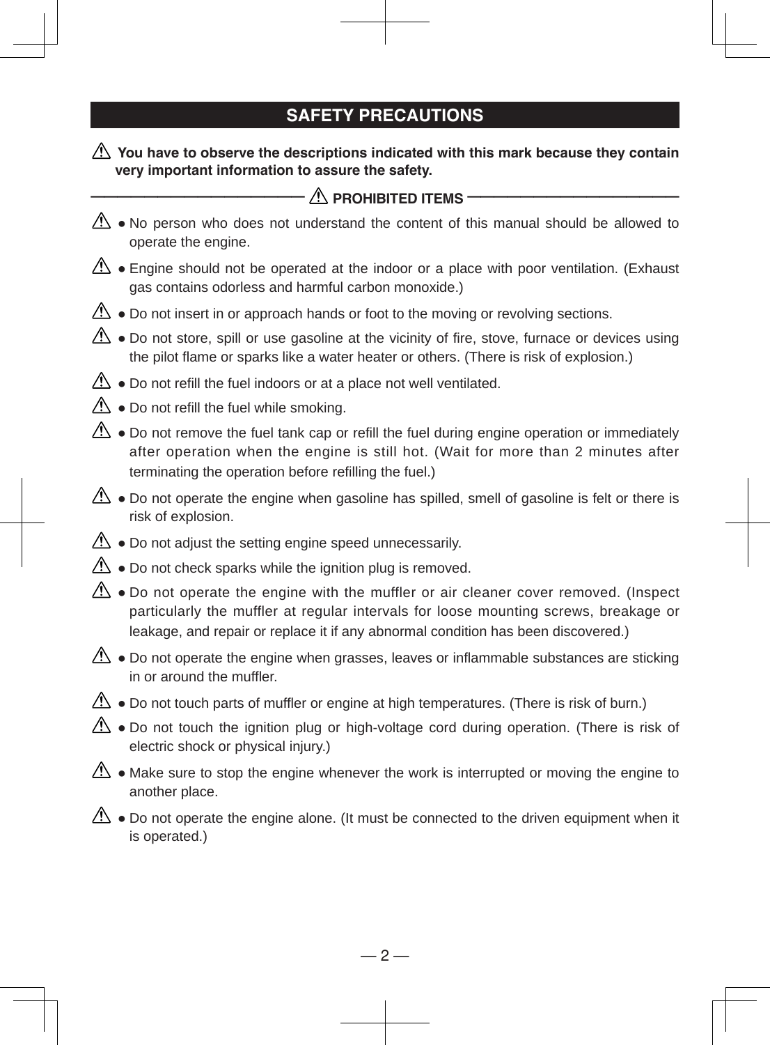## SAFETY PRECAUTIONS

⚠ **You have to observe the descriptions indicated with this mark because they contain very important information to assure the safety.**

### ⚠ PROHIBITED ITEMS

- ⚠ No person who does not understand the content of this manual should be allowed to operate the engine.
- ⚠ Engine should not be operated at the indoor or a place with poor ventilation. (Exhaust gas contains odorless and harmful carbon monoxide.)
- ⚠ Do not insert in or approach hands or foot to the moving or revolving sections.
- ⚠ Do not store, spill or use gasoline at the vicinity of fire, stove, furnace or devices using the pilot flame or sparks like a water heater or others. (There is risk of explosion.)
- ⚠ Do not refill the fuel indoors or at a place not well ventilated.
- ⚠ Do not refill the fuel while smoking.
- ⚠ Do not remove the fuel tank cap or refill the fuel during engine operation or immediately after operation when the engine is still hot. (Wait for more than 2 minutes after terminating the operation before refilling the fuel.)
- ⚠ Do not operate the engine when gasoline has spilled, smell of gasoline is felt or there is risk of explosion.
- ⚠ Do not adjust the setting engine speed unnecessarily.
- ⚠ Do not check sparks while the ignition plug is removed.
- ⚠ Do not operate the engine with the muffler or air cleaner cover removed. (Inspect particularly the muffler at regular intervals for loose mounting screws, breakage or leakage, and repair or replace it if any abnormal condition has been discovered.)
- ⚠ Do not operate the engine when grasses, leaves or inflammable substances are sticking in or around the muffler.
- ⚠ Do not touch parts of muffler or engine at high temperatures. (There is risk of burn.)
- ⚠ Do not touch the ignition plug or high-voltage cord during operation. (There is risk of electric shock or physical injury.)
- ⚠ Make sure to stop the engine whenever the work is interrupted or moving the engine to another place.
- ⚠ Do not operate the engine alone. (It must be connected to the driven equipment when it is operated.)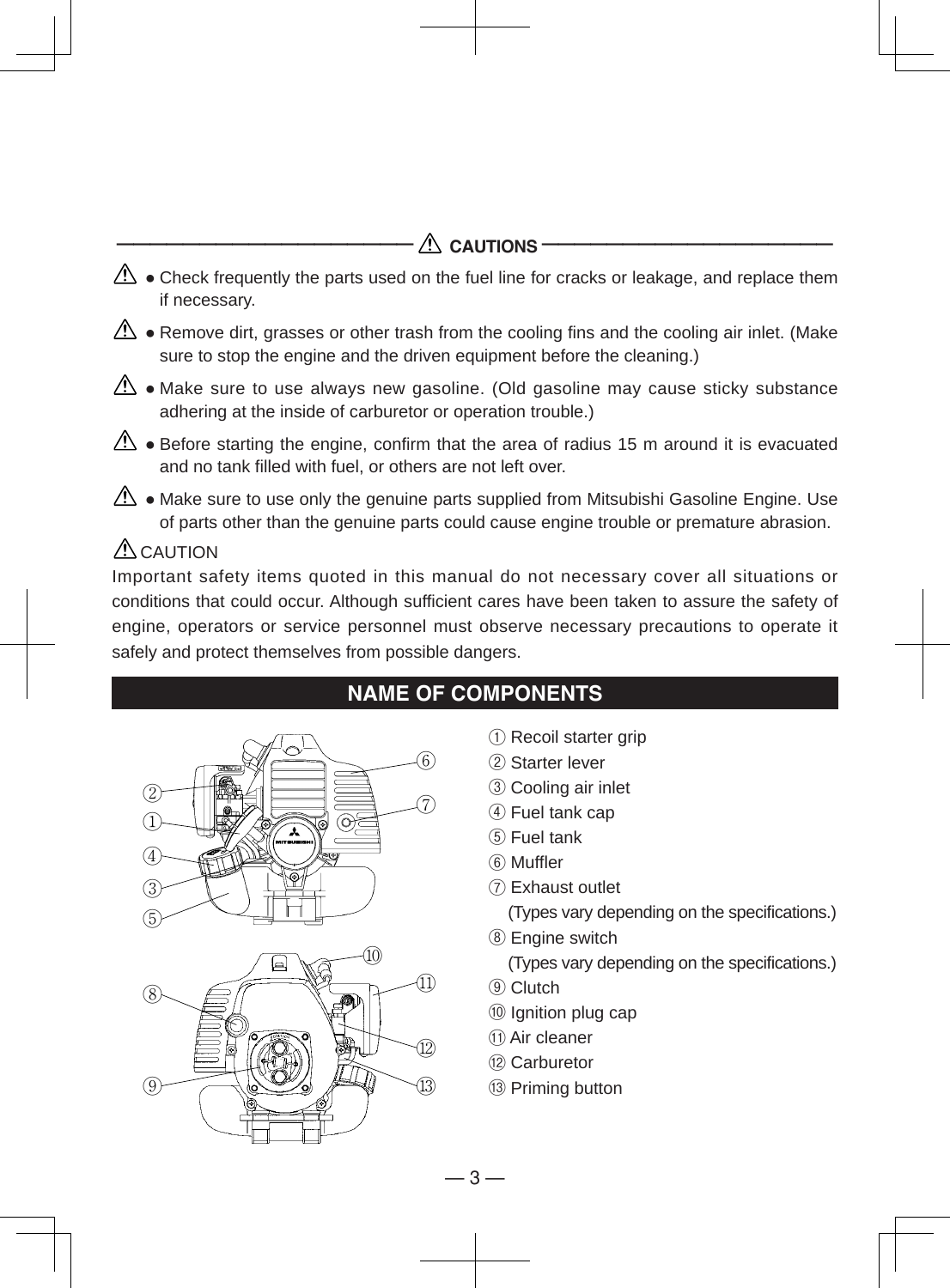## ⚠ CAUTIONS

⚠ ● Check frequently the parts used on the fuel line for cracks or leakage, and replace them if necessary.

⚠ ● Remove dirt, grasses or other trash from the cooling fins and the cooling air inlet. (Make sure to stop the engine and the driven equipment before the cleaning.)

⚠ ● Make sure to use always new gasoline. (Old gasoline may cause sticky substance adhering at the inside of carburetor or operation trouble.)

⚠ ● Before starting the engine, confirm that the area of radius 15 m around it is evacuated and no tank filled with fuel, or others are not left over.

⚠ ● Make sure to use only the genuine parts supplied from Mitsubishi Gasoline Engine. Use of parts other than the genuine parts could cause engine trouble or premature abrasion.

⚠ CAUTION

Important safety items quoted in this manual do not necessary cover all situations or conditions that could occur. Although sufficient cares have been taken to assure the safety of engine, operators or service personnel must observe necessary precautions to operate it safely and protect themselves from possible dangers.

## NAME OF COMPONENTS

① Recoil starter grip
② Starter lever
③ Cooling air inlet
④ Fuel tank cap
⑤ Fuel tank
⑥ Muffler
⑦ Exhaust outlet
(Types vary depending on the specifications.)
⑧ Engine switch
(Types vary depending on the specifications.)
⑨ Clutch
⑩ Ignition plug cap
⑪ Air cleaner
⑫ Carburetor
⑬ Priming button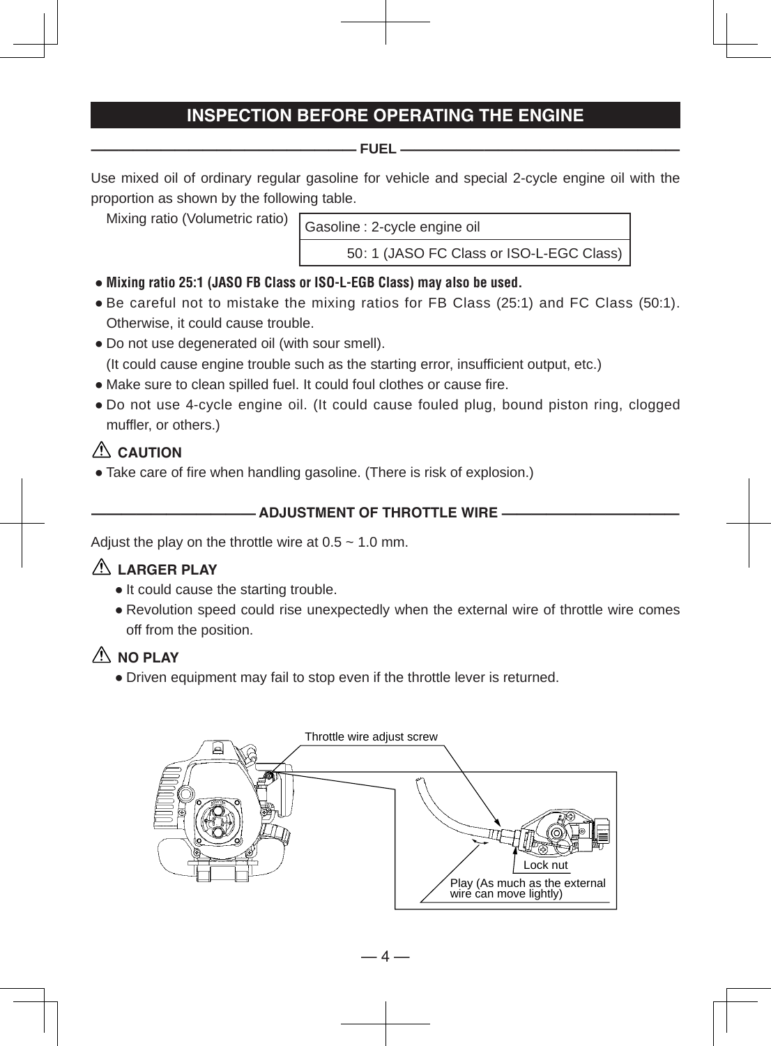# INSPECTION BEFORE OPERATING THE ENGINE

## FUEL

Use mixed oil of ordinary regular gasoline for vehicle and special 2-cycle engine oil with the proportion as shown by the following table.

Mixing ratio (Volumetric ratio)

| Gasoline : 2-cycle engine oil |
|---|
| 50: 1 (JASO FC Class or ISO-L-EGC Class) |

- **Mixing ratio 25:1 (JASO FB Class or ISO-L-EGB Class) may also be used.**
- Be careful not to mistake the mixing ratios for FB Class (25:1) and FC Class (50:1). Otherwise, it could cause trouble.
- Do not use degenerated oil (with sour smell).
  (It could cause engine trouble such as the starting error, insufficient output, etc.)
- Make sure to clean spilled fuel. It could foul clothes or cause fire.
- Do not use 4-cycle engine oil. (It could cause fouled plug, bound piston ring, clogged muffler, or others.)

**⚠ CAUTION**

- Take care of fire when handling gasoline. (There is risk of explosion.)

## ADJUSTMENT OF THROTTLE WIRE

Adjust the play on the throttle wire at 0.5 ~ 1.0 mm.

**⚠ LARGER PLAY**

- It could cause the starting trouble.
- Revolution speed could rise unexpectedly when the external wire of throttle wire comes off from the position.

**⚠ NO PLAY**

- Driven equipment may fail to stop even if the throttle lever is returned.

Throttle wire adjust screw

Lock nut

Play (As much as the external wire can move lightly)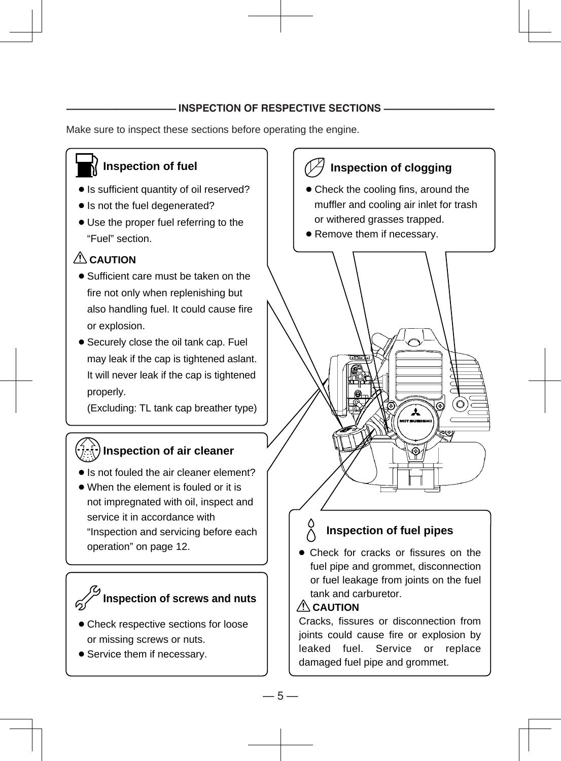## INSPECTION OF RESPECTIVE SECTIONS

Make sure to inspect these sections before operating the engine.

### Inspection of fuel

- Is sufficient quantity of oil reserved?
- Is not the fuel degenerated?
- Use the proper fuel referring to the "Fuel" section.

**⚠ CAUTION**

- Sufficient care must be taken on the fire not only when replenishing but also handling fuel. It could cause fire or explosion.
- Securely close the oil tank cap. Fuel may leak if the cap is tightened aslant. It will never leak if the cap is tightened properly.
  (Excluding: TL tank cap breather type)

### Inspection of air cleaner

- Is not fouled the air cleaner element?
- When the element is fouled or it is not impregnated with oil, inspect and service it in accordance with "Inspection and servicing before each operation" on page 12.

### Inspection of screws and nuts

- Check respective sections for loose or missing screws or nuts.
- Service them if necessary.

### Inspection of clogging

- Check the cooling fins, around the muffler and cooling air inlet for trash or withered grasses trapped.
- Remove them if necessary.

### Inspection of fuel pipes

- Check for cracks or fissures on the fuel pipe and grommet, disconnection or fuel leakage from joints on the fuel tank and carburetor.

**⚠ CAUTION**

Cracks, fissures or disconnection from joints could cause fire or explosion by leaked fuel. Service or replace damaged fuel pipe and grommet.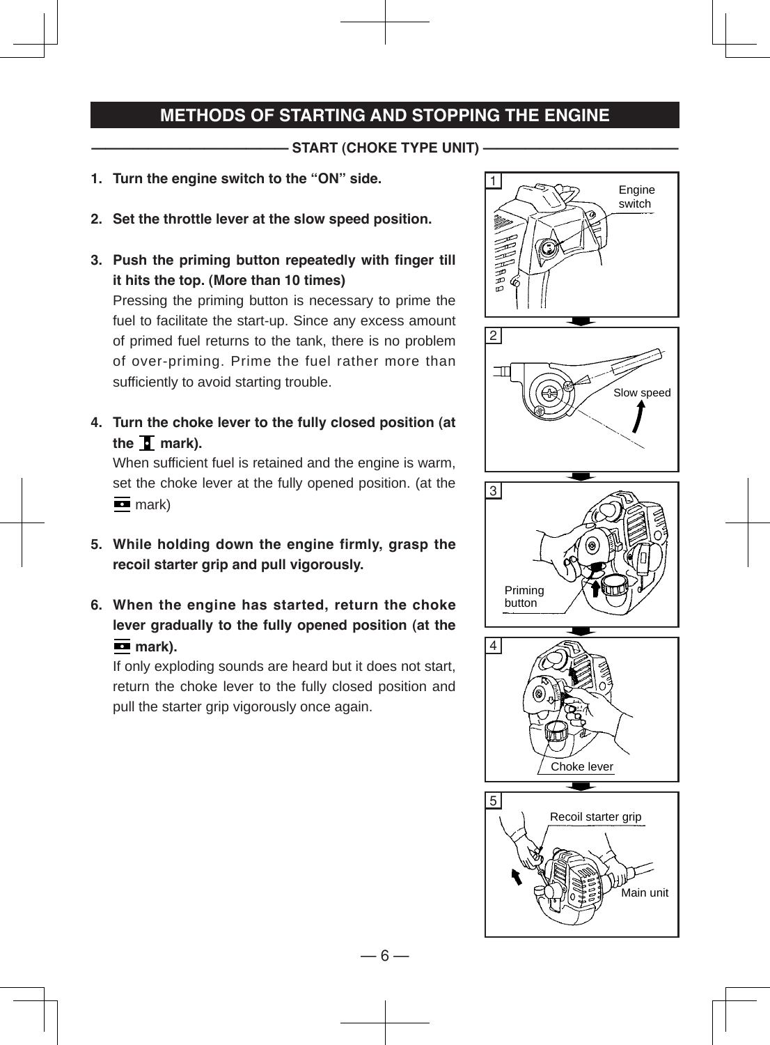# METHODS OF STARTING AND STOPPING THE ENGINE

## START (CHOKE TYPE UNIT)

1. **Turn the engine switch to the "ON" side.**

2. **Set the throttle lever at the slow speed position.**

3. **Push the priming button repeatedly with finger till it hits the top. (More than 10 times)**
   Pressing the priming button is necessary to prime the fuel to facilitate the start-up. Since any excess amount of primed fuel returns to the tank, there is no problem of over-priming. Prime the fuel rather more than sufficiently to avoid starting trouble.

4. **Turn the choke lever to the fully closed position (at the ▮ mark).**
   When sufficient fuel is retained and the engine is warm, set the choke lever at the fully opened position. (at the ▬ mark)

5. **While holding down the engine firmly, grasp the recoil starter grip and pull vigorously.**

6. **When the engine has started, return the choke lever gradually to the fully opened position (at the ▬ mark).**
   If only exploding sounds are heard but it does not start, return the choke lever to the fully closed position and pull the starter grip vigorously once again.

1 Engine switch

2 Slow speed

3 Priming button

4 Choke lever

5 Recoil starter grip, Main unit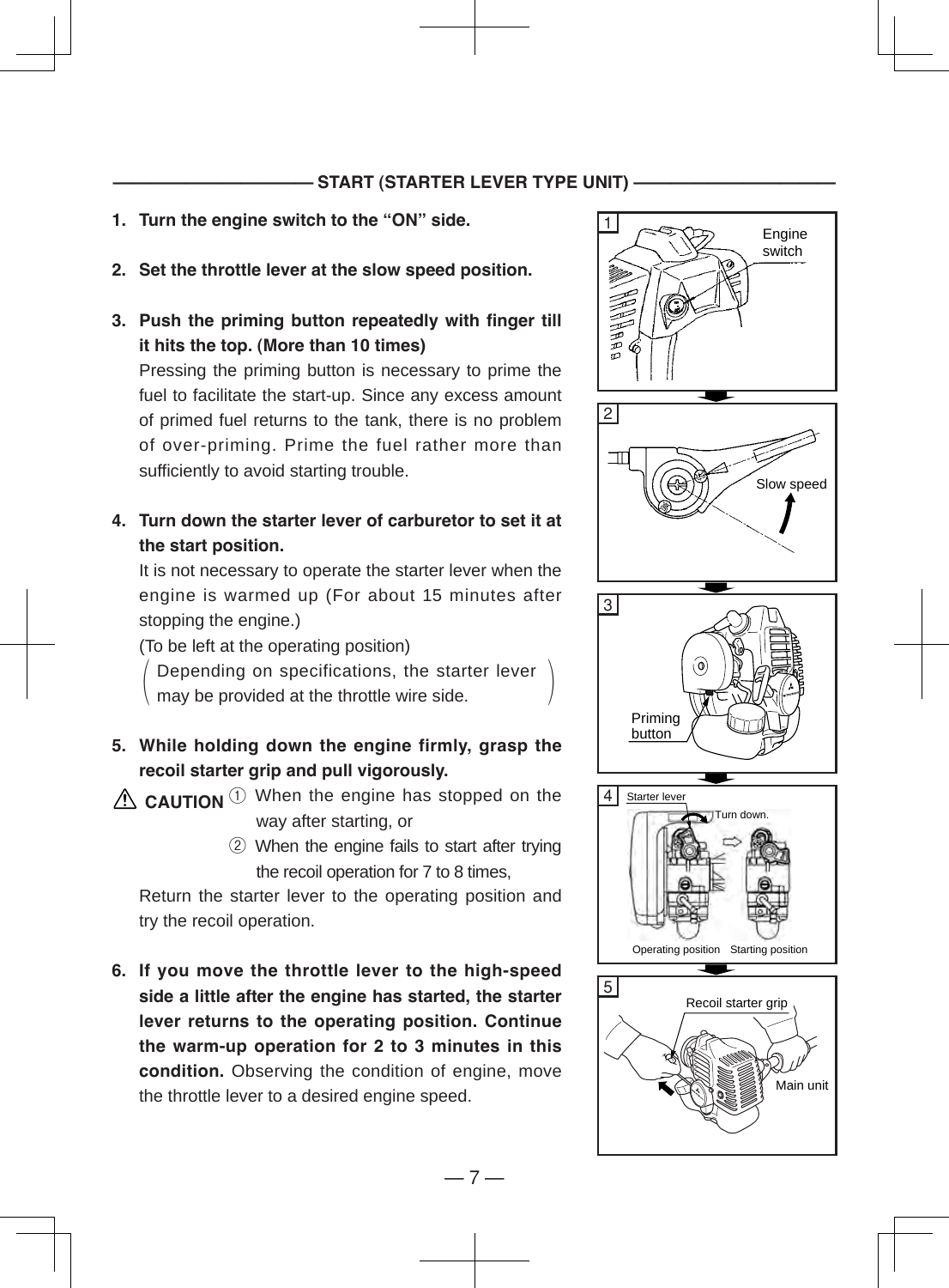## START (STARTER LEVER TYPE UNIT)

1. **Turn the engine switch to the "ON" side.**

2. **Set the throttle lever at the slow speed position.**

3. **Push the priming button repeatedly with finger till it hits the top. (More than 10 times)**
   Pressing the priming button is necessary to prime the fuel to facilitate the start-up. Since any excess amount of primed fuel returns to the tank, there is no problem of over-priming. Prime the fuel rather more than sufficiently to avoid starting trouble.

4. **Turn down the starter lever of carburetor to set it at the start position.**
   It is not necessary to operate the starter lever when the engine is warmed up (For about 15 minutes after stopping the engine.)
   (To be left at the operating position)
   (Depending on specifications, the starter lever may be provided at the throttle wire side.)

5. **While holding down the engine firmly, grasp the recoil starter grip and pull vigorously.**

⚠ **CAUTION** ① When the engine has stopped on the way after starting, or
② When the engine fails to start after trying the recoil operation for 7 to 8 times,

   Return the starter lever to the operating position and try the recoil operation.

6. **If you move the throttle lever to the high-speed side a little after the engine has started, the starter lever returns to the operating position. Continue the warm-up operation for 2 to 3 minutes in this condition.** Observing the condition of engine, move the throttle lever to a desired engine speed.

1 Engine switch

2 Slow speed

3 Priming button

4 Starter lever — Turn down. — Operating position — Starting position

5 Recoil starter grip — Main unit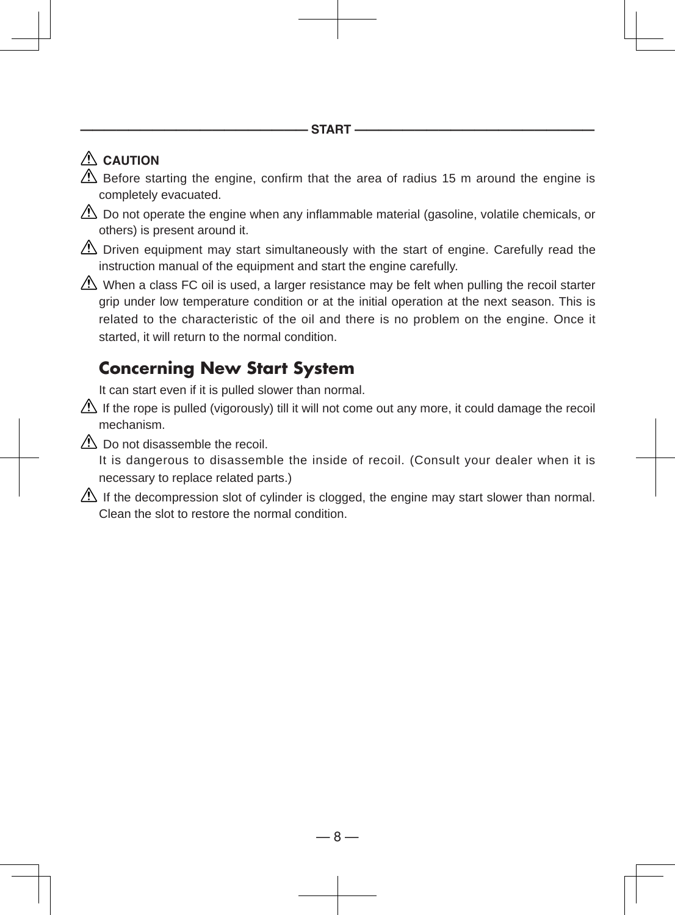## START

⚠ **CAUTION**

⚠ Before starting the engine, confirm that the area of radius 15 m around the engine is completely evacuated.

⚠ Do not operate the engine when any inflammable material (gasoline, volatile chemicals, or others) is present around it.

⚠ Driven equipment may start simultaneously with the start of engine. Carefully read the instruction manual of the equipment and start the engine carefully.

⚠ When a class FC oil is used, a larger resistance may be felt when pulling the recoil starter grip under low temperature condition or at the initial operation at the next season. This is related to the characteristic of the oil and there is no problem on the engine. Once it started, it will return to the normal condition.

### Concerning New Start System

It can start even if it is pulled slower than normal.

⚠ If the rope is pulled (vigorously) till it will not come out any more, it could damage the recoil mechanism.

⚠ Do not disassemble the recoil.
It is dangerous to disassemble the inside of recoil. (Consult your dealer when it is necessary to replace related parts.)

⚠ If the decompression slot of cylinder is clogged, the engine may start slower than normal. Clean the slot to restore the normal condition.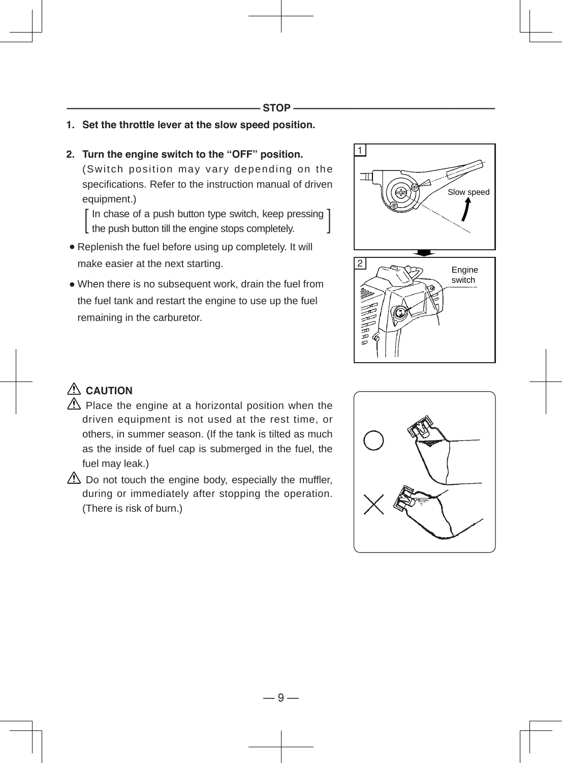## STOP

1. **Set the throttle lever at the slow speed position.**

2. **Turn the engine switch to the “OFF” position.**
   (Switch position may vary depending on the specifications. Refer to the instruction manual of driven equipment.)
   [ In chase of a push button type switch, keep pressing the push button till the engine stops completely. ]

- Replenish the fuel before using up completely. It will make easier at the next starting.
- When there is no subsequent work, drain the fuel from the fuel tank and restart the engine to use up the fuel remaining in the carburetor.

1 Slow speed

2 Engine switch

### ⚠ CAUTION

⚠ Place the engine at a horizontal position when the driven equipment is not used at the rest time, or others, in summer season. (If the tank is tilted as much as the inside of fuel cap is submerged in the fuel, the fuel may leak.)

⚠ Do not touch the engine body, especially the muffler, during or immediately after stopping the operation. (There is risk of burn.)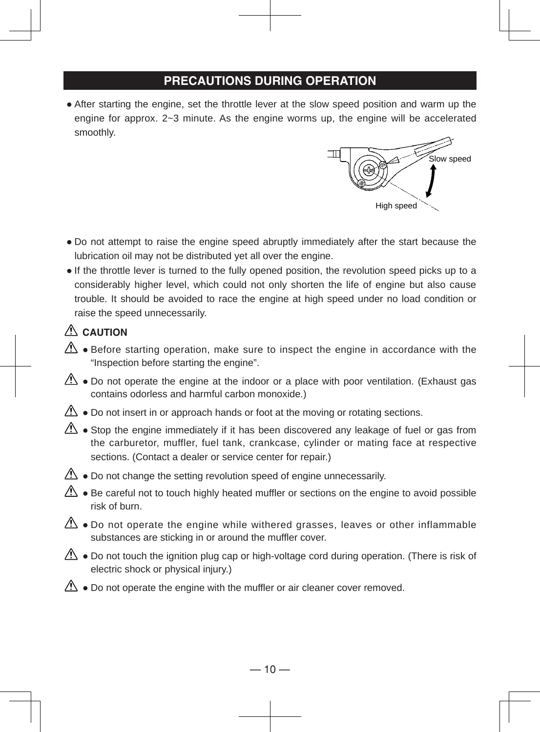## PRECAUTIONS DURING OPERATION

- After starting the engine, set the throttle lever at the slow speed position and warm up the engine for approx. 2~3 minute. As the engine worms up, the engine will be accelerated smoothly.

Slow speed

High speed

- Do not attempt to raise the engine speed abruptly immediately after the start because the lubrication oil may not be distributed yet all over the engine.
- If the throttle lever is turned to the fully opened position, the revolution speed picks up to a considerably higher level, which could not only shorten the life of engine but also cause trouble. It should be avoided to race the engine at high speed under no load condition or raise the speed unnecessarily.

⚠ **CAUTION**

⚠ ● Before starting operation, make sure to inspect the engine in accordance with the "Inspection before starting the engine".

⚠ ● Do not operate the engine at the indoor or a place with poor ventilation. (Exhaust gas contains odorless and harmful carbon monoxide.)

⚠ ● Do not insert in or approach hands or foot at the moving or rotating sections.

⚠ ● Stop the engine immediately if it has been discovered any leakage of fuel or gas from the carburetor, muffler, fuel tank, crankcase, cylinder or mating face at respective sections. (Contact a dealer or service center for repair.)

⚠ ● Do not change the setting revolution speed of engine unnecessarily.

⚠ ● Be careful not to touch highly heated muffler or sections on the engine to avoid possible risk of burn.

⚠ ● Do not operate the engine while withered grasses, leaves or other inflammable substances are sticking in or around the muffler cover.

⚠ ● Do not touch the ignition plug cap or high-voltage cord during operation. (There is risk of electric shock or physical injury.)

⚠ ● Do not operate the engine with the muffler or air cleaner cover removed.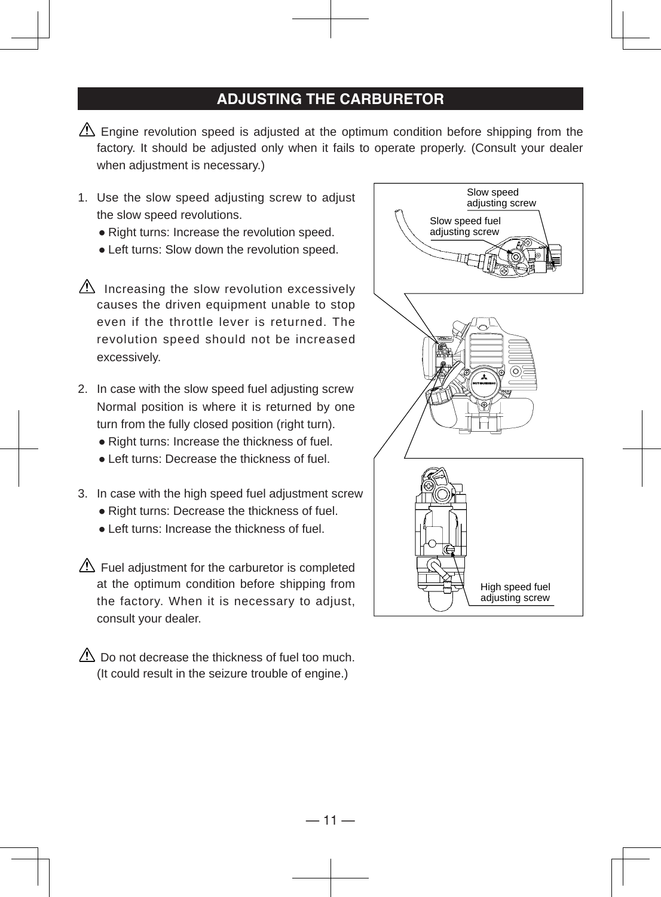# ADJUSTING THE CARBURETOR

⚠ Engine revolution speed is adjusted at the optimum condition before shipping from the factory. It should be adjusted only when it fails to operate properly. (Consult your dealer when adjustment is necessary.)

1. Use the slow speed adjusting screw to adjust the slow speed revolutions.
   - Right turns: Increase the revolution speed.
   - Left turns: Slow down the revolution speed.

⚠ Increasing the slow revolution excessively causes the driven equipment unable to stop even if the throttle lever is returned. The revolution speed should not be increased excessively.

2. In case with the slow speed fuel adjusting screw Normal position is where it is returned by one turn from the fully closed position (right turn).
   - Right turns: Increase the thickness of fuel.
   - Left turns: Decrease the thickness of fuel.

3. In case with the high speed fuel adjustment screw
   - Right turns: Decrease the thickness of fuel.
   - Left turns: Increase the thickness of fuel.

⚠ Fuel adjustment for the carburetor is completed at the optimum condition before shipping from the factory. When it is necessary to adjust, consult your dealer.

⚠ Do not decrease the thickness of fuel too much. (It could result in the seizure trouble of engine.)

Slow speed adjusting screw

Slow speed fuel adjusting screw

High speed fuel adjusting screw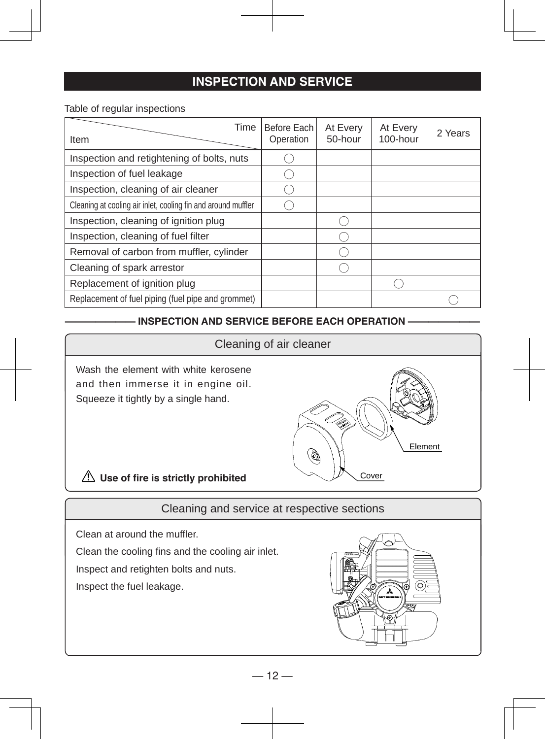# INSPECTION AND SERVICE

Table of regular inspections

| Item \ Time | Before Each Operation | At Every 50-hour | At Every 100-hour | 2 Years |
|---|---|---|---|---|
| Inspection and retightening of bolts, nuts | ◯ | | | |
| Inspection of fuel leakage | ◯ | | | |
| Inspection, cleaning of air cleaner | ◯ | | | |
| Cleaning at cooling air inlet, cooling fin and around muffler | ◯ | | | |
| Inspection, cleaning of ignition plug | | ◯ | | |
| Inspection, cleaning of fuel filter | | ◯ | | |
| Removal of carbon from muffler, cylinder | | ◯ | | |
| Cleaning of spark arrestor | | ◯ | | |
| Replacement of ignition plug | | | ◯ | |
| Replacement of fuel piping (fuel pipe and grommet) | | | | ◯ |

## INSPECTION AND SERVICE BEFORE EACH OPERATION

### Cleaning of air cleaner

Wash the element with white kerosene and then immerse it in engine oil. Squeeze it tightly by a single hand.

Element

Cover

⚠ **Use of fire is strictly prohibited**

### Cleaning and service at respective sections

Clean at around the muffler.

Clean the cooling fins and the cooling air inlet.

Inspect and retighten bolts and nuts.

Inspect the fuel leakage.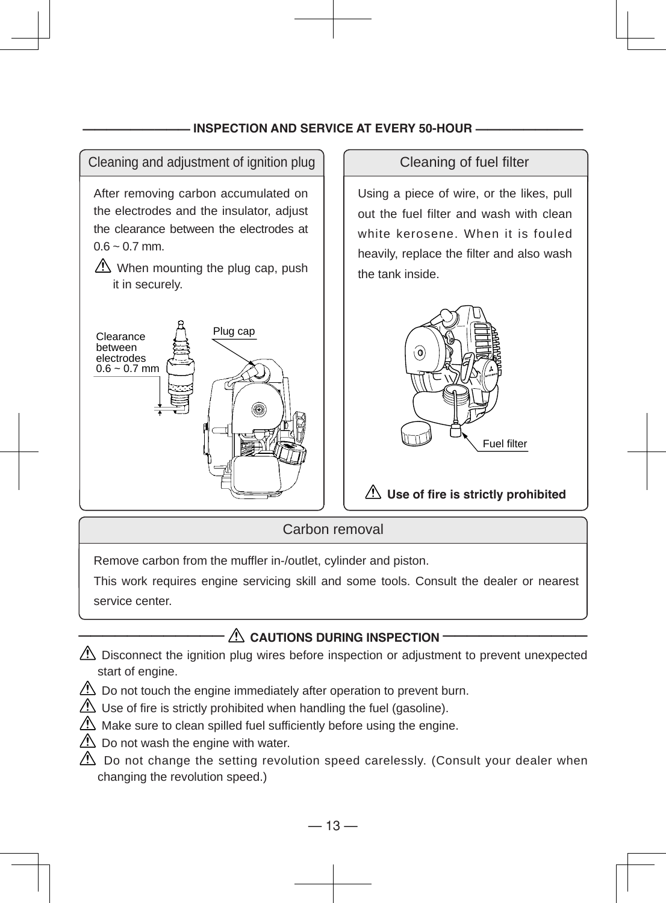## INSPECTION AND SERVICE AT EVERY 50-HOUR

### Cleaning and adjustment of ignition plug

After removing carbon accumulated on the electrodes and the insulator, adjust the clearance between the electrodes at 0.6 ~ 0.7 mm.

⚠ When mounting the plug cap, push it in securely.

Clearance between electrodes 0.6 ~ 0.7 mm

Plug cap

### Cleaning of fuel filter

Using a piece of wire, or the likes, pull out the fuel filter and wash with clean white kerosene. When it is fouled heavily, replace the filter and also wash the tank inside.

Fuel filter

⚠ **Use of fire is strictly prohibited**

### Carbon removal

Remove carbon from the muffler in-/outlet, cylinder and piston.

This work requires engine servicing skill and some tools. Consult the dealer or nearest service center.

## ⚠ CAUTIONS DURING INSPECTION

⚠ Disconnect the ignition plug wires before inspection or adjustment to prevent unexpected start of engine.

⚠ Do not touch the engine immediately after operation to prevent burn.

⚠ Use of fire is strictly prohibited when handling the fuel (gasoline).

⚠ Make sure to clean spilled fuel sufficiently before using the engine.

⚠ Do not wash the engine with water.

⚠ Do not change the setting revolution speed carelessly. (Consult your dealer when changing the revolution speed.)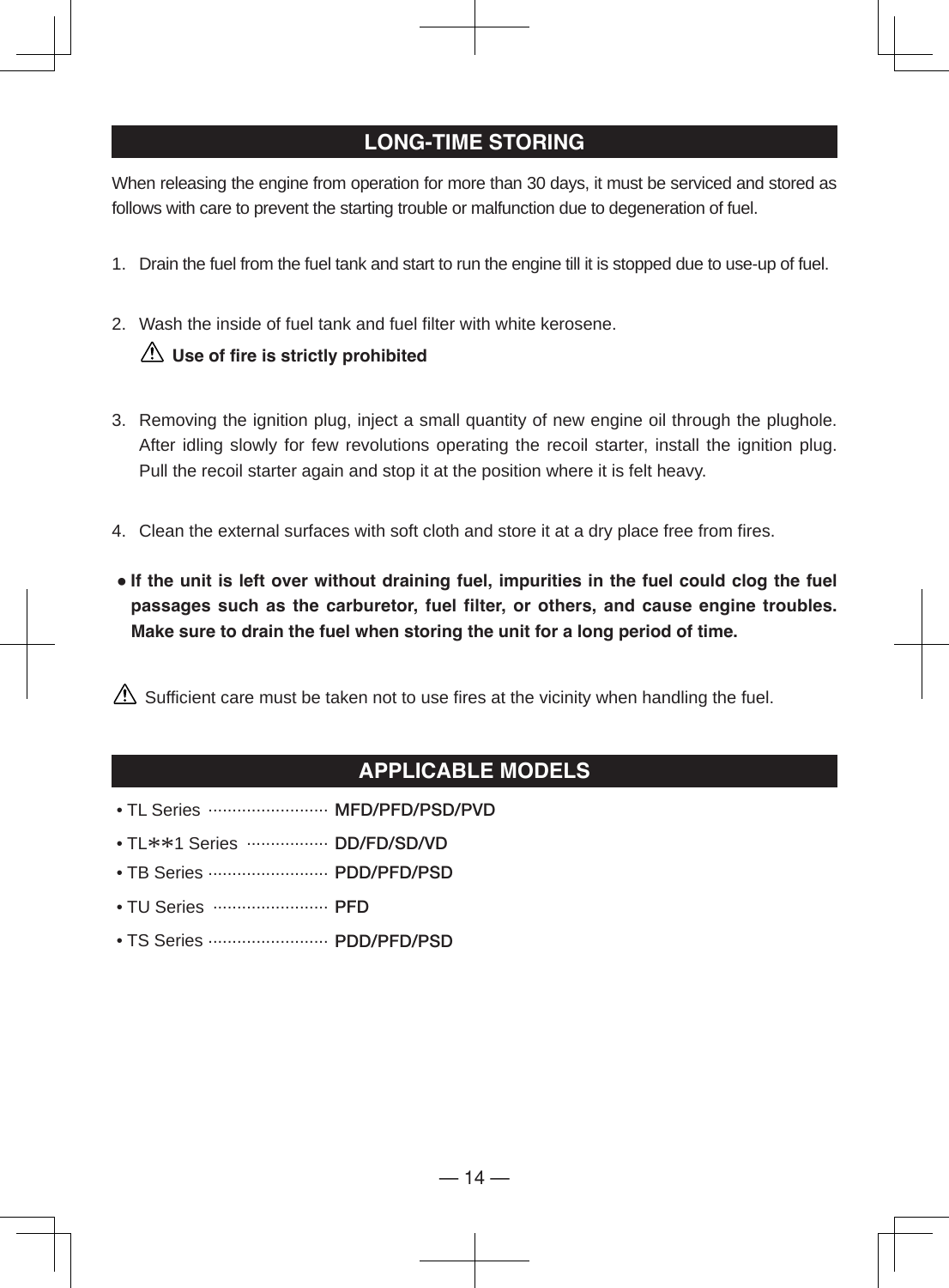## LONG-TIME STORING

When releasing the engine from operation for more than 30 days, it must be serviced and stored as follows with care to prevent the starting trouble or malfunction due to degeneration of fuel.

1. Drain the fuel from the fuel tank and start to run the engine till it is stopped due to use-up of fuel.

2. Wash the inside of fuel tank and fuel filter with white kerosene.

   ⚠ **Use of fire is strictly prohibited**

3. Removing the ignition plug, inject a small quantity of new engine oil through the plughole. After idling slowly for few revolutions operating the recoil starter, install the ignition plug. Pull the recoil starter again and stop it at the position where it is felt heavy.

4. Clean the external surfaces with soft cloth and store it at a dry place free from fires.

- **If the unit is left over without draining fuel, impurities in the fuel could clog the fuel passages such as the carburetor, fuel filter, or others, and cause engine troubles. Make sure to drain the fuel when storing the unit for a long period of time.**

⚠ Sufficient care must be taken not to use fires at the vicinity when handling the fuel.

## APPLICABLE MODELS

- TL Series ························ MFD/PFD/PSD/PVD
- TL**1 Series ················ DD/FD/SD/VD
- TB Series ························ PDD/PFD/PSD
- TU Series ························ PFD
- TS Series ························ PDD/PFD/PSD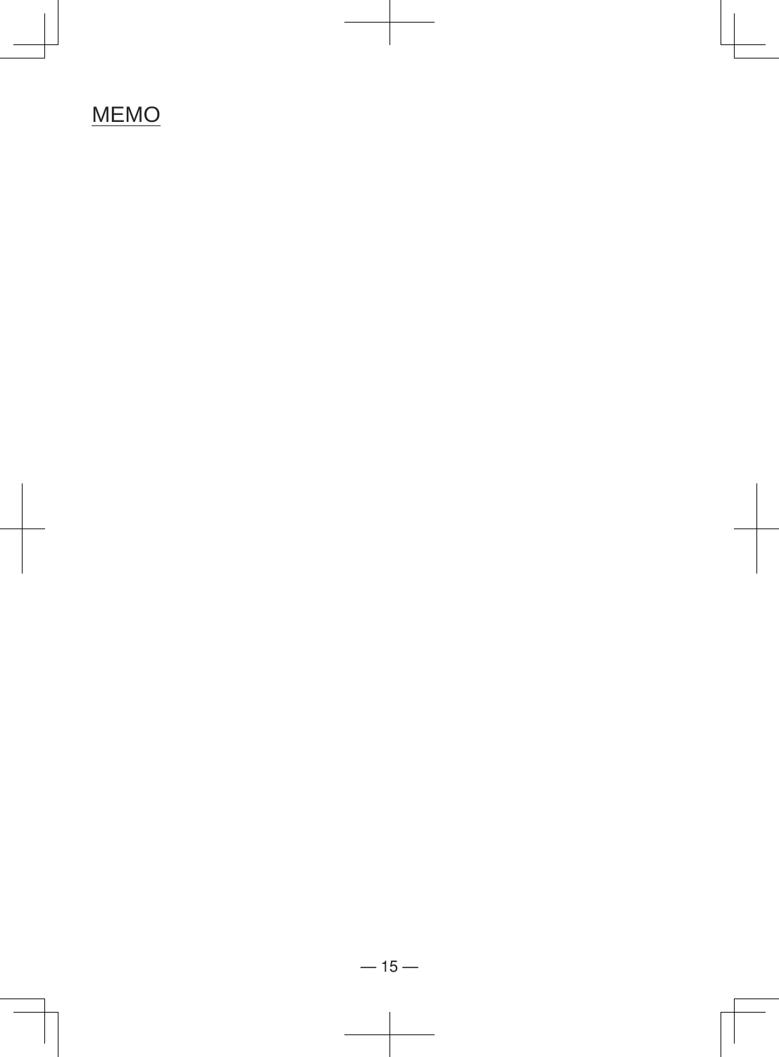MEMO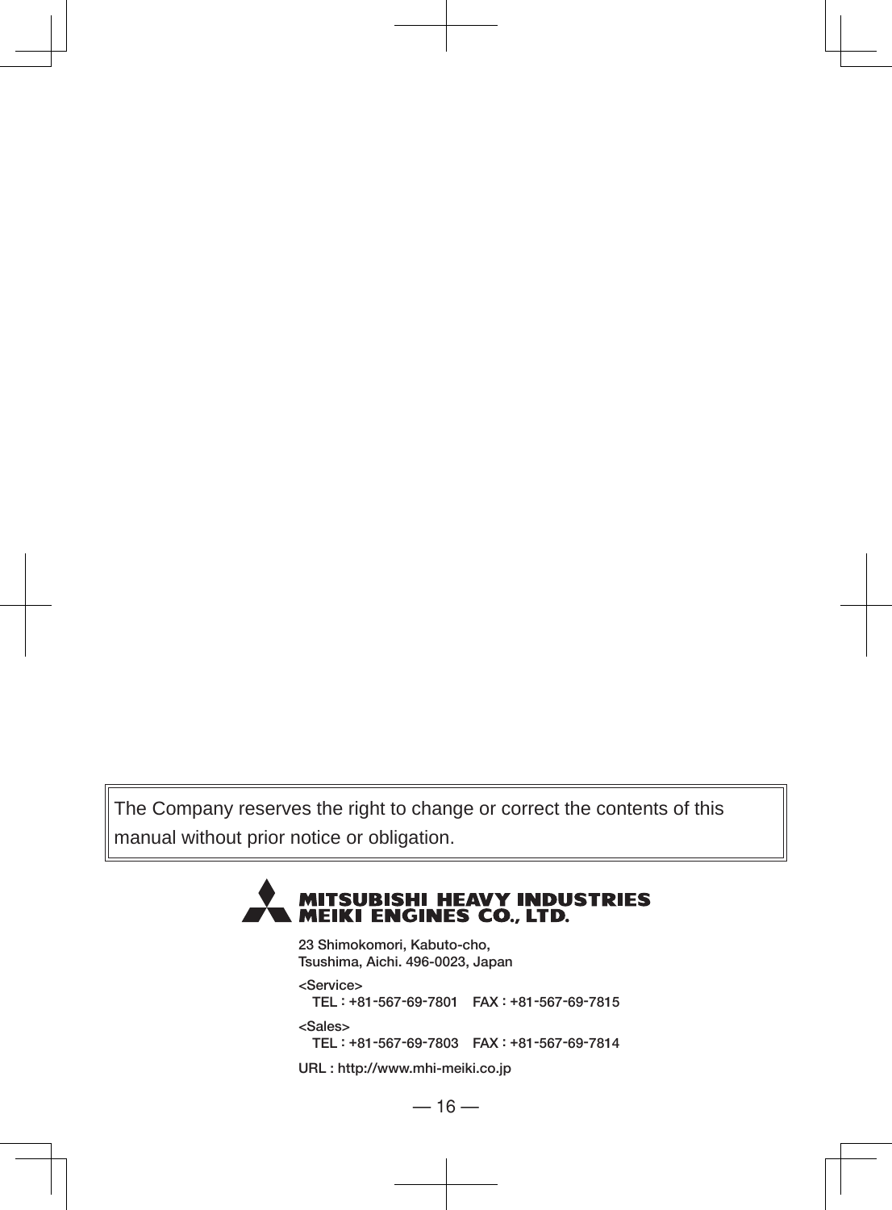The Company reserves the right to change or correct the contents of this manual without prior notice or obligation.

**MITSUBISHI HEAVY INDUSTRIES MEIKI ENGINES CO., LTD.**

23 Shimokomori, Kabuto-cho,
Tsushima, Aichi. 496-0023, Japan

<Service>
TEL : +81-567-69-7801    FAX : +81-567-69-7815

<Sales>
TEL : +81-567-69-7803    FAX : +81-567-69-7814

URL : http://www.mhi-meiki.co.jp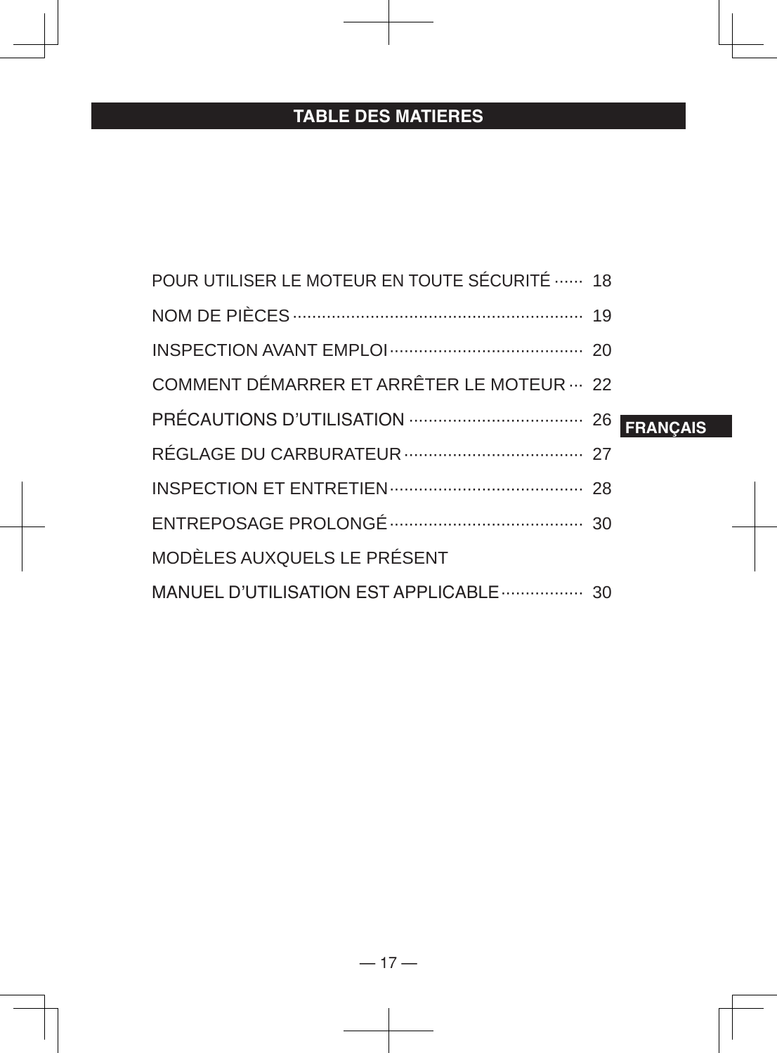# TABLE DES MATIERES

FRANÇAIS

| | |
|---|---|
| POUR UTILISER LE MOTEUR EN TOUTE SÉCURITÉ | 18 |
| NOM DE PIÈCES | 19 |
| INSPECTION AVANT EMPLOI | 20 |
| COMMENT DÉMARRER ET ARRÊTER LE MOTEUR | 22 |
| PRÉCAUTIONS D'UTILISATION | 26 |
| RÉGLAGE DU CARBURATEUR | 27 |
| INSPECTION ET ENTRETIEN | 28 |
| ENTREPOSAGE PROLONGÉ | 30 |
| MODÈLES AUXQUELS LE PRÉSENT MANUEL D'UTILISATION EST APPLICABLE | 30 |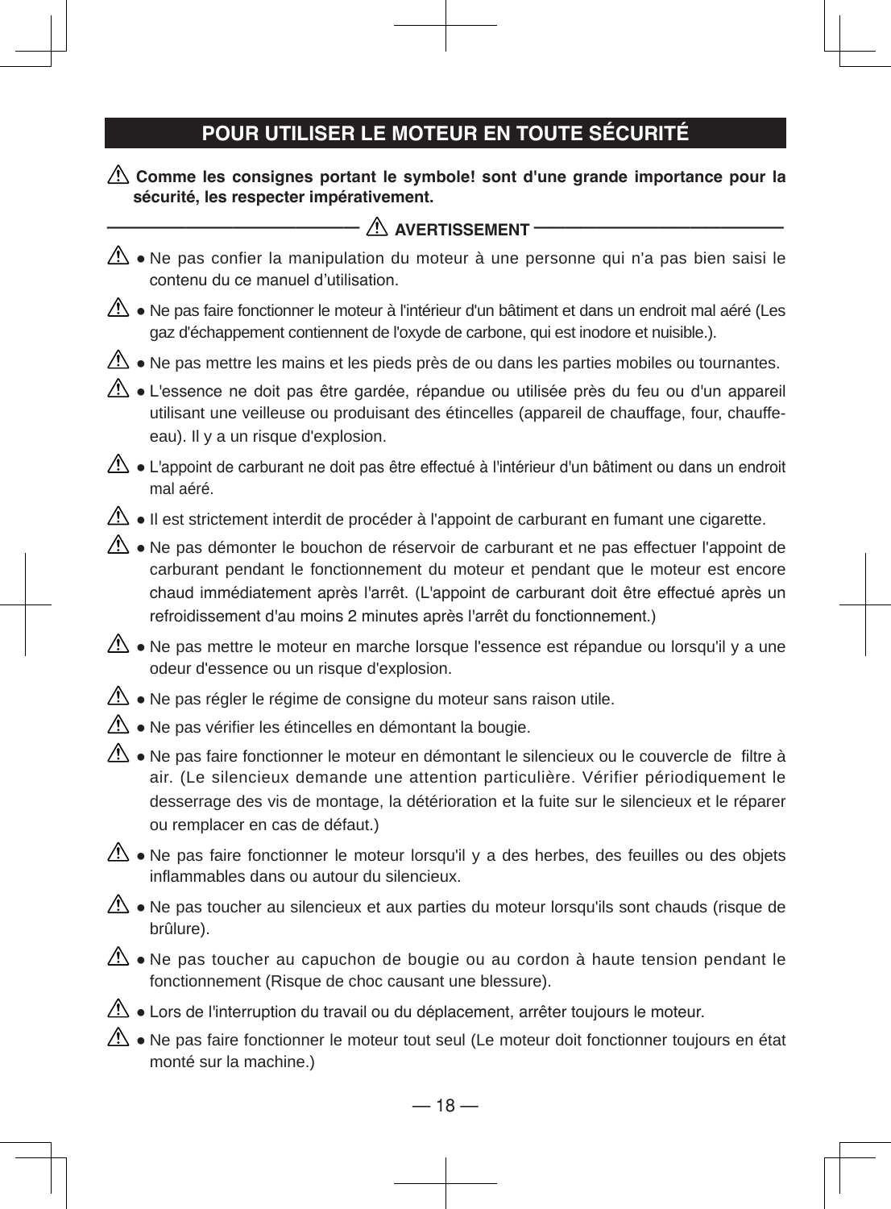## POUR UTILISER LE MOTEUR EN TOUTE SÉCURITÉ

⚠ **Comme les consignes portant le symbole! sont d'une grande importance pour la sécurité, les respecter impérativement.**

**⚠ AVERTISSEMENT**

⚠ ● Ne pas confier la manipulation du moteur à une personne qui n'a pas bien saisi le contenu du ce manuel d’utilisation.

⚠ ● Ne pas faire fonctionner le moteur à l'intérieur d'un bâtiment et dans un endroit mal aéré (Les gaz d'échappement contiennent de l'oxyde de carbone, qui est inodore et nuisible.).

⚠ ● Ne pas mettre les mains et les pieds près de ou dans les parties mobiles ou tournantes.

⚠ ● L'essence ne doit pas être gardée, répandue ou utilisée près du feu ou d'un appareil utilisant une veilleuse ou produisant des étincelles (appareil de chauffage, four, chauffe-eau). Il y a un risque d'explosion.

⚠ ● L'appoint de carburant ne doit pas être effectué à l'intérieur d'un bâtiment ou dans un endroit mal aéré.

⚠ ● Il est strictement interdit de procéder à l'appoint de carburant en fumant une cigarette.

⚠ ● Ne pas démonter le bouchon de réservoir de carburant et ne pas effectuer l'appoint de carburant pendant le fonctionnement du moteur et pendant que le moteur est encore chaud immédiatement après l'arrêt. (L'appoint de carburant doit être effectué après un refroidissement d'au moins 2 minutes après l'arrêt du fonctionnement.)

⚠ ● Ne pas mettre le moteur en marche lorsque l'essence est répandue ou lorsqu'il y a une odeur d'essence ou un risque d'explosion.

⚠ ● Ne pas régler le régime de consigne du moteur sans raison utile.

⚠ ● Ne pas vérifier les étincelles en démontant la bougie.

⚠ ● Ne pas faire fonctionner le moteur en démontant le silencieux ou le couvercle de filtre à air. (Le silencieux demande une attention particulière. Vérifier périodiquement le desserrage des vis de montage, la détérioration et la fuite sur le silencieux et le réparer ou remplacer en cas de défaut.)

⚠ ● Ne pas faire fonctionner le moteur lorsqu'il y a des herbes, des feuilles ou des objets inflammables dans ou autour du silencieux.

⚠ ● Ne pas toucher au silencieux et aux parties du moteur lorsqu'ils sont chauds (risque de brûlure).

⚠ ● Ne pas toucher au capuchon de bougie ou au cordon à haute tension pendant le fonctionnement (Risque de choc causant une blessure).

⚠ ● Lors de l'interruption du travail ou du déplacement, arrêter toujours le moteur.

⚠ ● Ne pas faire fonctionner le moteur tout seul (Le moteur doit fonctionner toujours en état monté sur la machine.)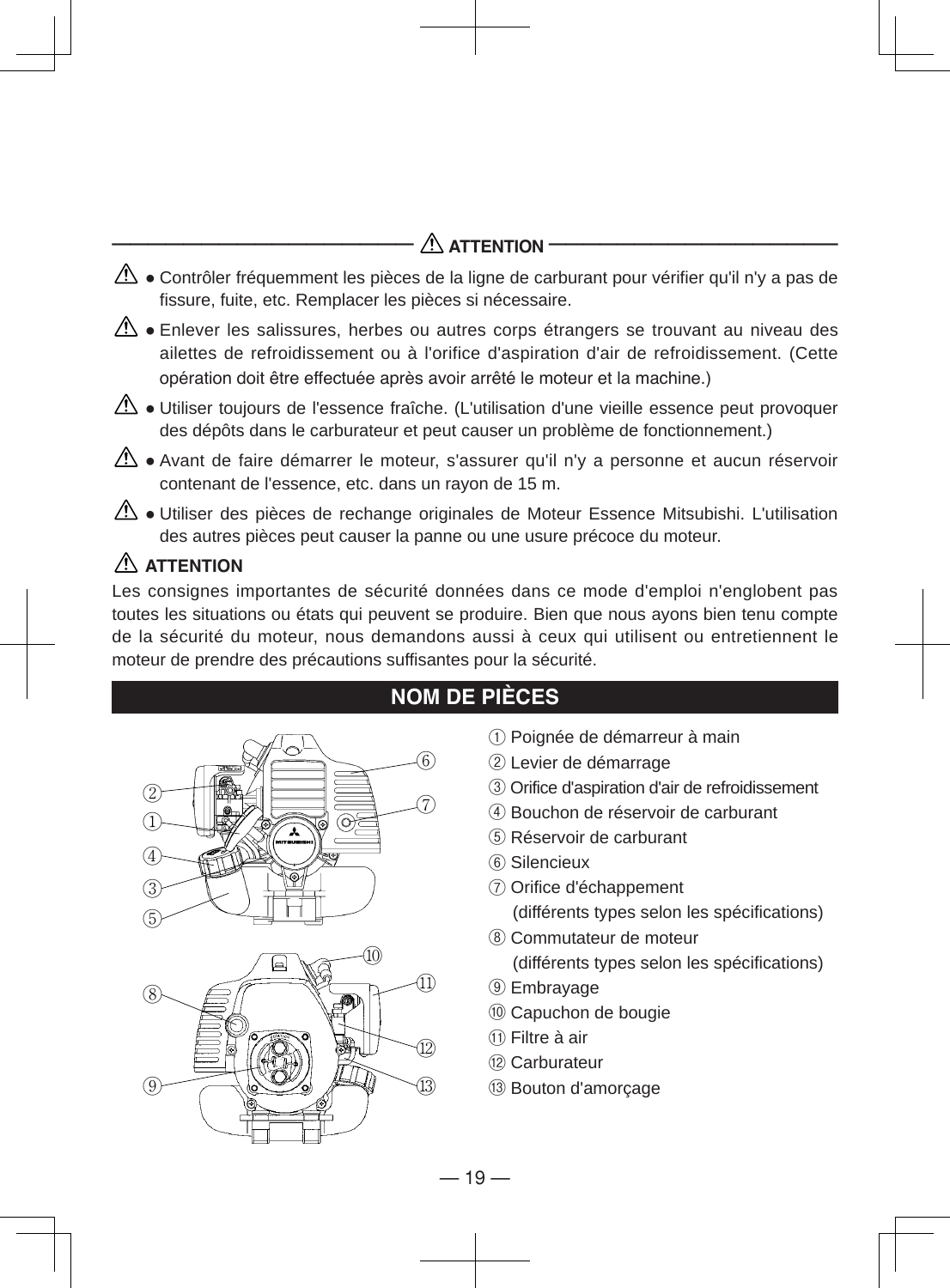## ⚠ ATTENTION

- ⚠ Contrôler fréquemment les pièces de la ligne de carburant pour vérifier qu'il n'y a pas de fissure, fuite, etc. Remplacer les pièces si nécessaire.
- ⚠ Enlever les salissures, herbes ou autres corps étrangers se trouvant au niveau des ailettes de refroidissement ou à l'orifice d'aspiration d'air de refroidissement. (Cette opération doit être effectuée après avoir arrêté le moteur et la machine.)
- ⚠ Utiliser toujours de l'essence fraîche. (L'utilisation d'une vieille essence peut provoquer des dépôts dans le carburateur et peut causer un problème de fonctionnement.)
- ⚠ Avant de faire démarrer le moteur, s'assurer qu'il n'y a personne et aucun réservoir contenant de l'essence, etc. dans un rayon de 15 m.
- ⚠ Utiliser des pièces de rechange originales de Moteur Essence Mitsubishi. L'utilisation des autres pièces peut causer la panne ou une usure précoce du moteur.

**⚠ ATTENTION**

Les consignes importantes de sécurité données dans ce mode d'emploi n'englobent pas toutes les situations ou états qui peuvent se produire. Bien que nous ayons bien tenu compte de la sécurité du moteur, nous demandons aussi à ceux qui utilisent ou entretiennent le moteur de prendre des précautions suffisantes pour la sécurité.

## NOM DE PIÈCES

① Poignée de démarreur à main
② Levier de démarrage
③ Orifice d'aspiration d'air de refroidissement
④ Bouchon de réservoir de carburant
⑤ Réservoir de carburant
⑥ Silencieux
⑦ Orifice d'échappement
(différents types selon les spécifications)
⑧ Commutateur de moteur
(différents types selon les spécifications)
⑨ Embrayage
⑩ Capuchon de bougie
⑪ Filtre à air
⑫ Carburateur
⑬ Bouton d'amorçage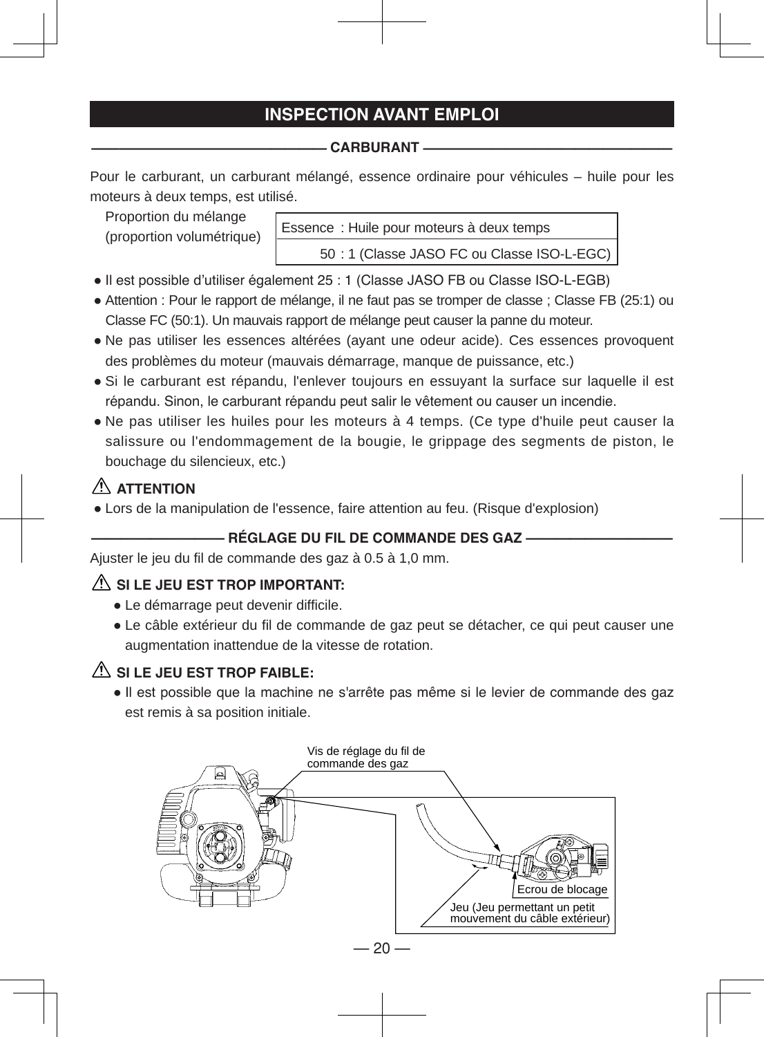# INSPECTION AVANT EMPLOI

## CARBURANT

Pour le carburant, un carburant mélangé, essence ordinaire pour véhicules – huile pour les moteurs à deux temps, est utilisé.

Proportion du mélange (proportion volumétrique)

| Essence | : Huile pour moteurs à deux temps |
|---|---|
| 50 | : 1 (Classe JASO FC ou Classe ISO-L-EGC) |

- Il est possible d'utiliser également 25 : 1 (Classe JASO FB ou Classe ISO-L-EGB)
- Attention : Pour le rapport de mélange, il ne faut pas se tromper de classe ; Classe FB (25:1) ou Classe FC (50:1). Un mauvais rapport de mélange peut causer la panne du moteur.
- Ne pas utiliser les essences altérées (ayant une odeur acide). Ces essences provoquent des problèmes du moteur (mauvais démarrage, manque de puissance, etc.)
- Si le carburant est répandu, l'enlever toujours en essuyant la surface sur laquelle il est répandu. Sinon, le carburant répandu peut salir le vêtement ou causer un incendie.
- Ne pas utiliser les huiles pour les moteurs à 4 temps. (Ce type d'huile peut causer la salissure ou l'endommagement de la bougie, le grippage des segments de piston, le bouchage du silencieux, etc.)

**⚠ ATTENTION**

- Lors de la manipulation de l'essence, faire attention au feu. (Risque d'explosion)

## RÉGLAGE DU FIL DE COMMANDE DES GAZ

Ajuster le jeu du fil de commande des gaz à 0.5 à 1,0 mm.

**⚠ SI LE JEU EST TROP IMPORTANT:**

- Le démarrage peut devenir difficile.
- Le câble extérieur du fil de commande de gaz peut se détacher, ce qui peut causer une augmentation inattendue de la vitesse de rotation.

**⚠ SI LE JEU EST TROP FAIBLE:**

- Il est possible que la machine ne s'arrête pas même si le levier de commande des gaz est remis à sa position initiale.

Vis de réglage du fil de commande des gaz

Ecrou de blocage

Jeu (Jeu permettant un petit mouvement du câble extérieur)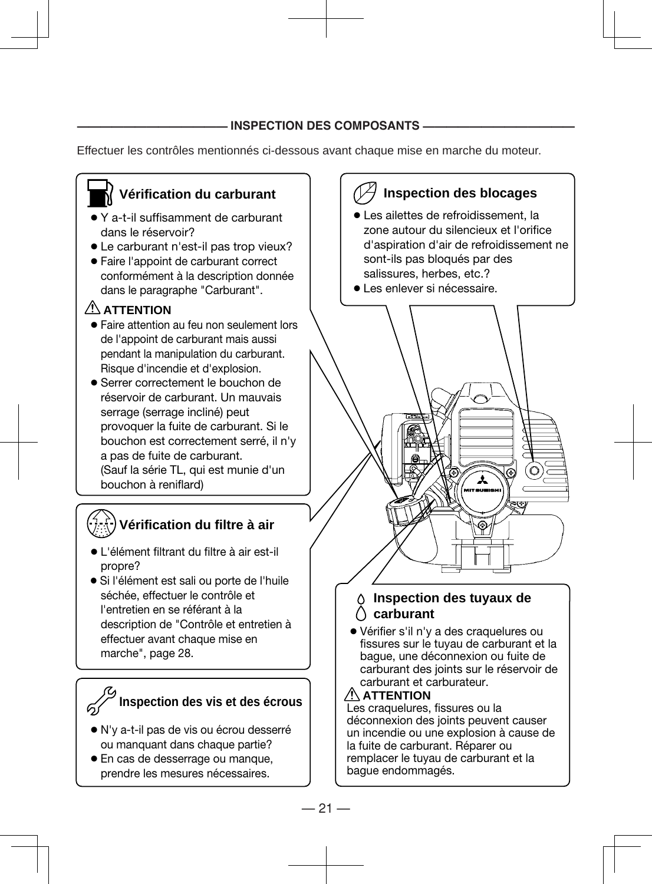## INSPECTION DES COMPOSANTS

Effectuer les contrôles mentionnés ci-dessous avant chaque mise en marche du moteur.

### Vérification du carburant

- Y a-t-il suffisamment de carburant dans le réservoir?
- Le carburant n'est-il pas trop vieux?
- Faire l'appoint de carburant correct conformément à la description donnée dans le paragraphe "Carburant".

**⚠ ATTENTION**

- Faire attention au feu non seulement lors de l'appoint de carburant mais aussi pendant la manipulation du carburant. Risque d'incendie et d'explosion.
- Serrer correctement le bouchon de réservoir de carburant. Un mauvais serrage (serrage incliné) peut provoquer la fuite de carburant. Si le bouchon est correctement serré, il n'y a pas de fuite de carburant.
  (Sauf la série TL, qui est munie d'un bouchon à reniflard)

### Inspection des blocages

- Les ailettes de refroidissement, la zone autour du silencieux et l'orifice d'aspiration d'air de refroidissement ne sont-ils pas bloqués par des salissures, herbes, etc.?
- Les enlever si nécessaire.

### Vérification du filtre à air

- L'élément filtrant du filtre à air est-il propre?
- Si l'élément est sali ou porte de l'huile séchée, effectuer le contrôle et l'entretien en se référant à la description de "Contrôle et entretien à effectuer avant chaque mise en marche", page 28.

### Inspection des tuyaux de carburant

- Vérifier s'il n'y a des craquelures ou fissures sur le tuyau de carburant et la bague, une déconnexion ou fuite de carburant des joints sur le réservoir de carburant et carburateur.

**⚠ ATTENTION**

Les craquelures, fissures ou la déconnexion des joints peuvent causer un incendie ou une explosion à cause de la fuite de carburant. Réparer ou remplacer le tuyau de carburant et la bague endommagés.

### Inspection des vis et des écrous

- N'y a-t-il pas de vis ou écrou desserré ou manquant dans chaque partie?
- En cas de desserrage ou manque, prendre les mesures nécessaires.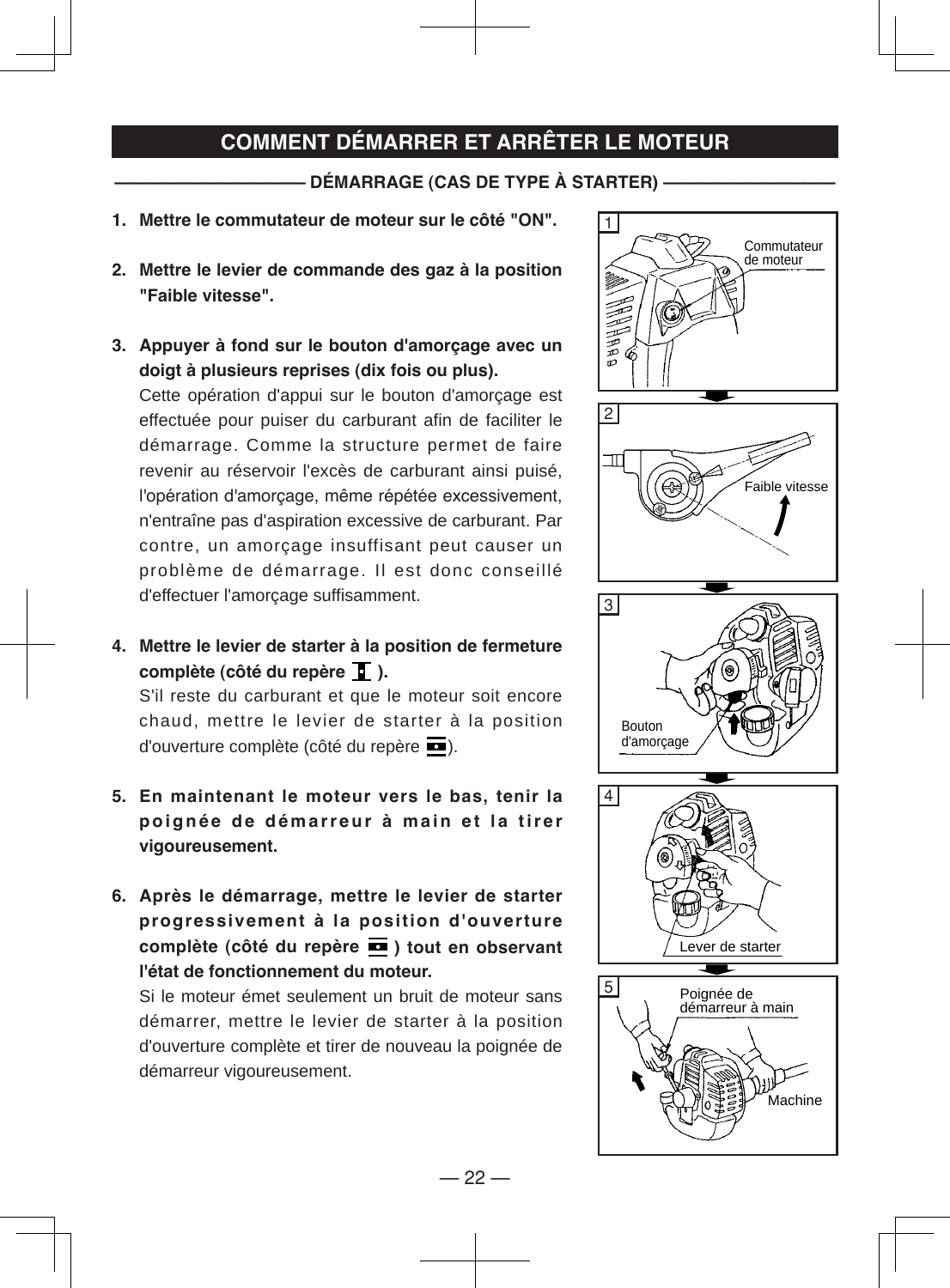# COMMENT DÉMARRER ET ARRÊTER LE MOTEUR

## DÉMARRAGE (CAS DE TYPE À STARTER)

1. **Mettre le commutateur de moteur sur le côté "ON".**

2. **Mettre le levier de commande des gaz à la position "Faible vitesse".**

3. **Appuyer à fond sur le bouton d'amorçage avec un doigt à plusieurs reprises (dix fois ou plus).**
   Cette opération d'appui sur le bouton d'amorçage est effectuée pour puiser du carburant afin de faciliter le démarrage. Comme la structure permet de faire revenir au réservoir l'excès de carburant ainsi puisé, l'opération d'amorçage, même répétée excessivement, n'entraîne pas d'aspiration excessive de carburant. Par contre, un amorçage insuffisant peut causer un problème de démarrage. Il est donc conseillé d'effectuer l'amorçage suffisamment.

4. **Mettre le levier de starter à la position de fermeture complète (côté du repère ▮ ).**
   S'il reste du carburant et que le moteur soit encore chaud, mettre le levier de starter à la position d'ouverture complète (côté du repère ▭).

5. **En maintenant le moteur vers le bas, tenir la poignée de démarreur à main et la tirer vigoureusement.**

6. **Après le démarrage, mettre le levier de starter progressivement à la position d'ouverture complète (côté du repère ▭ ) tout en observant l'état de fonctionnement du moteur.**
   Si le moteur émet seulement un bruit de moteur sans démarrer, mettre le levier de starter à la position d'ouverture complète et tirer de nouveau la poignée de démarreur vigoureusement.

1 — Commutateur de moteur

2 — Faible vitesse

3 — Bouton d'amorçage

4 — Lever de starter

5 — Poignée de démarreur à main; Machine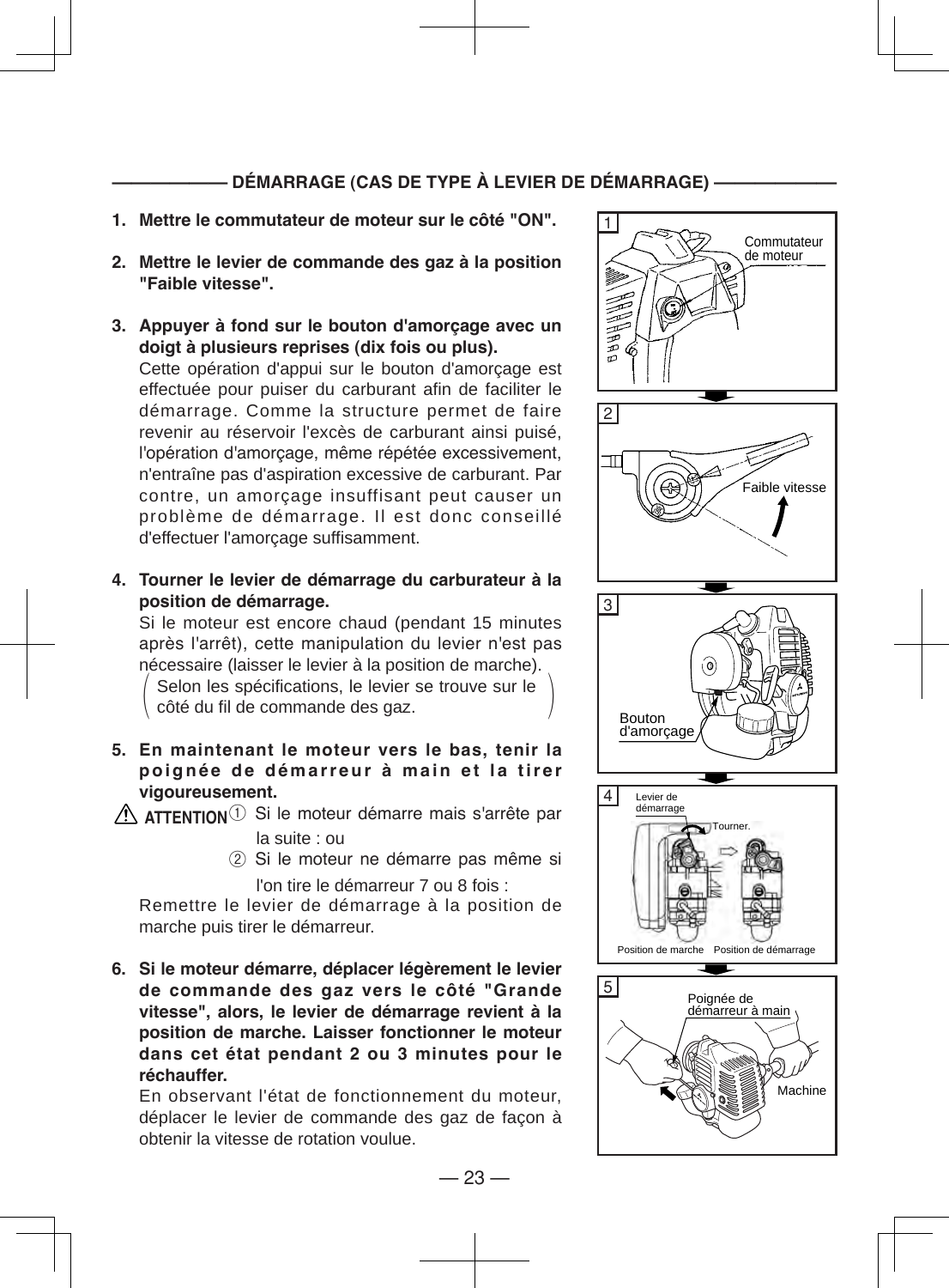## DÉMARRAGE (CAS DE TYPE À LEVIER DE DÉMARRAGE)

1. **Mettre le commutateur de moteur sur le côté "ON".**

2. **Mettre le levier de commande des gaz à la position "Faible vitesse".**

3. **Appuyer à fond sur le bouton d'amorçage avec un doigt à plusieurs reprises (dix fois ou plus).**
   Cette opération d'appui sur le bouton d'amorçage est effectuée pour puiser du carburant afin de faciliter le démarrage. Comme la structure permet de faire revenir au réservoir l'excès de carburant ainsi puisé, l'opération d'amorçage, même répétée excessivement, n'entraîne pas d'aspiration excessive de carburant. Par contre, un amorçage insuffisant peut causer un problème de démarrage. Il est donc conseillé d'effectuer l'amorçage suffisamment.

4. **Tourner le levier de démarrage du carburateur à la position de démarrage.**
   Si le moteur est encore chaud (pendant 15 minutes après l'arrêt), cette manipulation du levier n'est pas nécessaire (laisser le levier à la position de marche).
   (Selon les spécifications, le levier se trouve sur le côté du fil de commande des gaz.)

5. **En maintenant le moteur vers le bas, tenir la poignée de démarreur à main et la tirer vigoureusement.**

   ⚠ **ATTENTION** ① Si le moteur démarre mais s'arrête par la suite : ou
   ② Si le moteur ne démarre pas même si l'on tire le démarreur 7 ou 8 fois :

   Remettre le levier de démarrage à la position de marche puis tirer le démarreur.

6. **Si le moteur démarre, déplacer légèrement le levier de commande des gaz vers le côté "Grande vitesse", alors, le levier de démarrage revient à la position de marche. Laisser fonctionner le moteur dans cet état pendant 2 ou 3 minutes pour le réchauffer.**
   En observant l'état de fonctionnement du moteur, déplacer le levier de commande des gaz de façon à obtenir la vitesse de rotation voulue.

1 — Commutateur de moteur

2 — Faible vitesse

3 — Bouton d'amorçage

4 — Levier de démarrage, Tourner., Position de marche, Position de démarrage

5 — Poignée de démarreur à main, Machine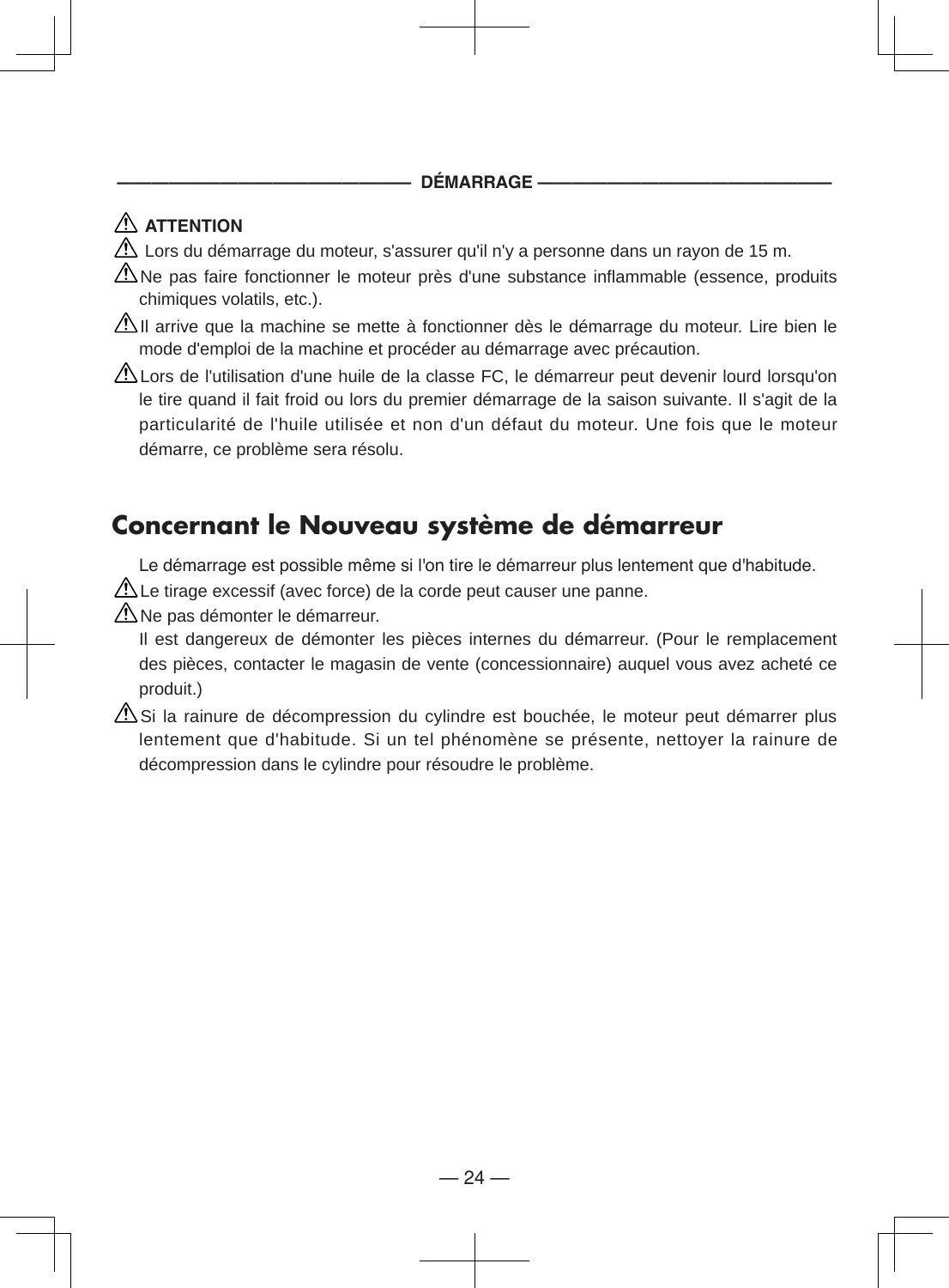## DÉMARRAGE

⚠ **ATTENTION**

⚠ Lors du démarrage du moteur, s'assurer qu'il n'y a personne dans un rayon de 15 m.

⚠ Ne pas faire fonctionner le moteur près d'une substance inflammable (essence, produits chimiques volatils, etc.).

⚠ Il arrive que la machine se mette à fonctionner dès le démarrage du moteur. Lire bien le mode d'emploi de la machine et procéder au démarrage avec précaution.

⚠ Lors de l'utilisation d'une huile de la classe FC, le démarreur peut devenir lourd lorsqu'on le tire quand il fait froid ou lors du premier démarrage de la saison suivante. Il s'agit de la particularité de l'huile utilisée et non d'un défaut du moteur. Une fois que le moteur démarre, ce problème sera résolu.

# Concernant le Nouveau système de démarreur

Le démarrage est possible même si l'on tire le démarreur plus lentement que d'habitude.

⚠ Le tirage excessif (avec force) de la corde peut causer une panne.

⚠ Ne pas démonter le démarreur.
Il est dangereux de démonter les pièces internes du démarreur. (Pour le remplacement des pièces, contacter le magasin de vente (concessionnaire) auquel vous avez acheté ce produit.)

⚠ Si la rainure de décompression du cylindre est bouchée, le moteur peut démarrer plus lentement que d'habitude. Si un tel phénomène se présente, nettoyer la rainure de décompression dans le cylindre pour résoudre le problème.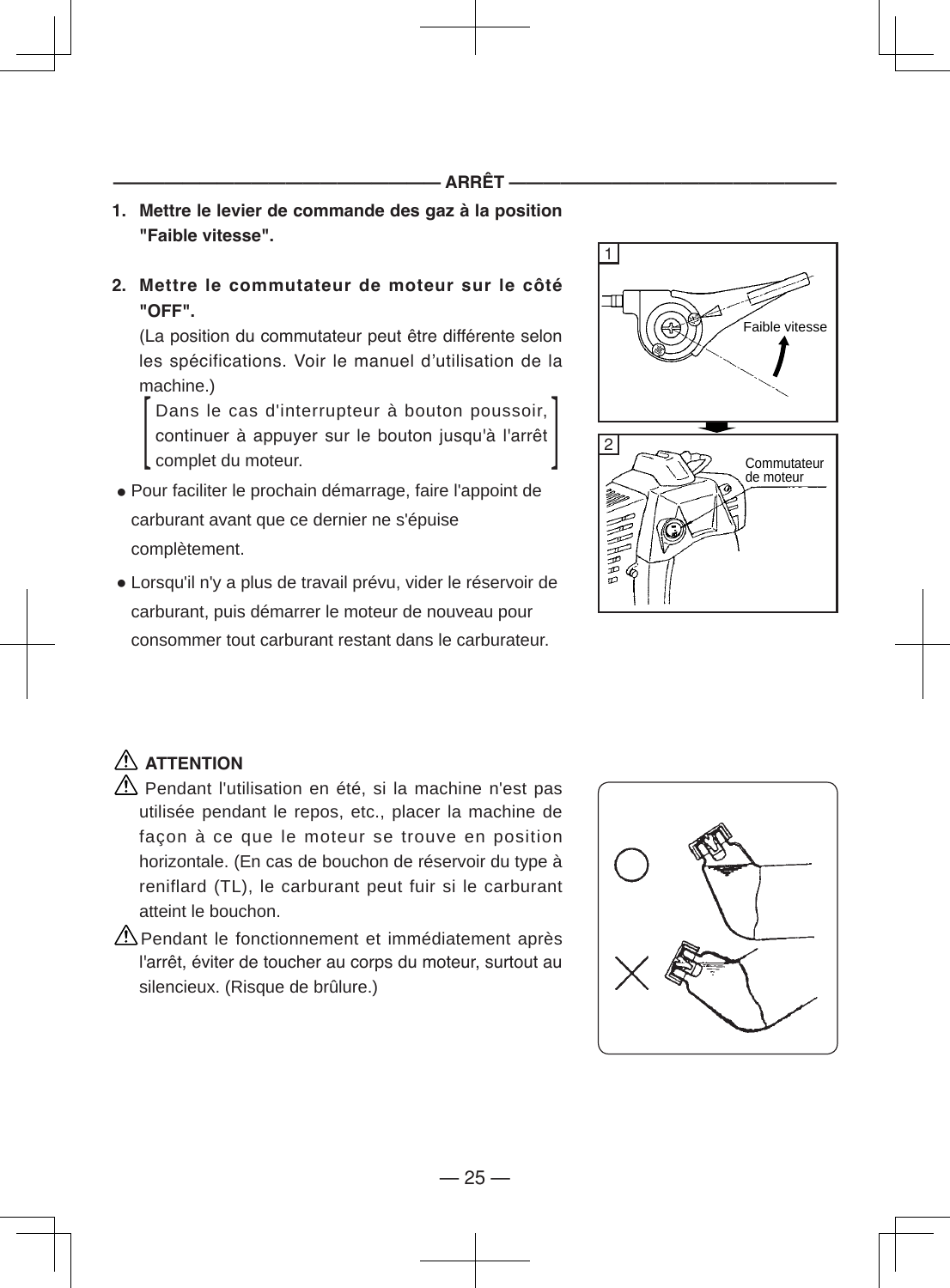## ARRÊT

1. **Mettre le levier de commande des gaz à la position "Faible vitesse".**

2. **Mettre le commutateur de moteur sur le côté "OFF".**
   (La position du commutateur peut être différente selon les spécifications. Voir le manuel d'utilisation de la machine.)
   [Dans le cas d'interrupteur à bouton poussoir, continuer à appuyer sur le bouton jusqu'à l'arrêt complet du moteur.]

- Pour faciliter le prochain démarrage, faire l'appoint de carburant avant que ce dernier ne s'épuise complètement.
- Lorsqu'il n'y a plus de travail prévu, vider le réservoir de carburant, puis démarrer le moteur de nouveau pour consommer tout carburant restant dans le carburateur.

1 Faible vitesse

2 Commutateur de moteur

### ⚠ ATTENTION

⚠ Pendant l'utilisation en été, si la machine n'est pas utilisée pendant le repos, etc., placer la machine de façon à ce que le moteur se trouve en position horizontale. (En cas de bouchon de réservoir du type à reniflard (TL), le carburant peut fuir si le carburant atteint le bouchon.

⚠ Pendant le fonctionnement et immédiatement après l'arrêt, éviter de toucher au corps du moteur, surtout au silencieux. (Risque de brûlure.)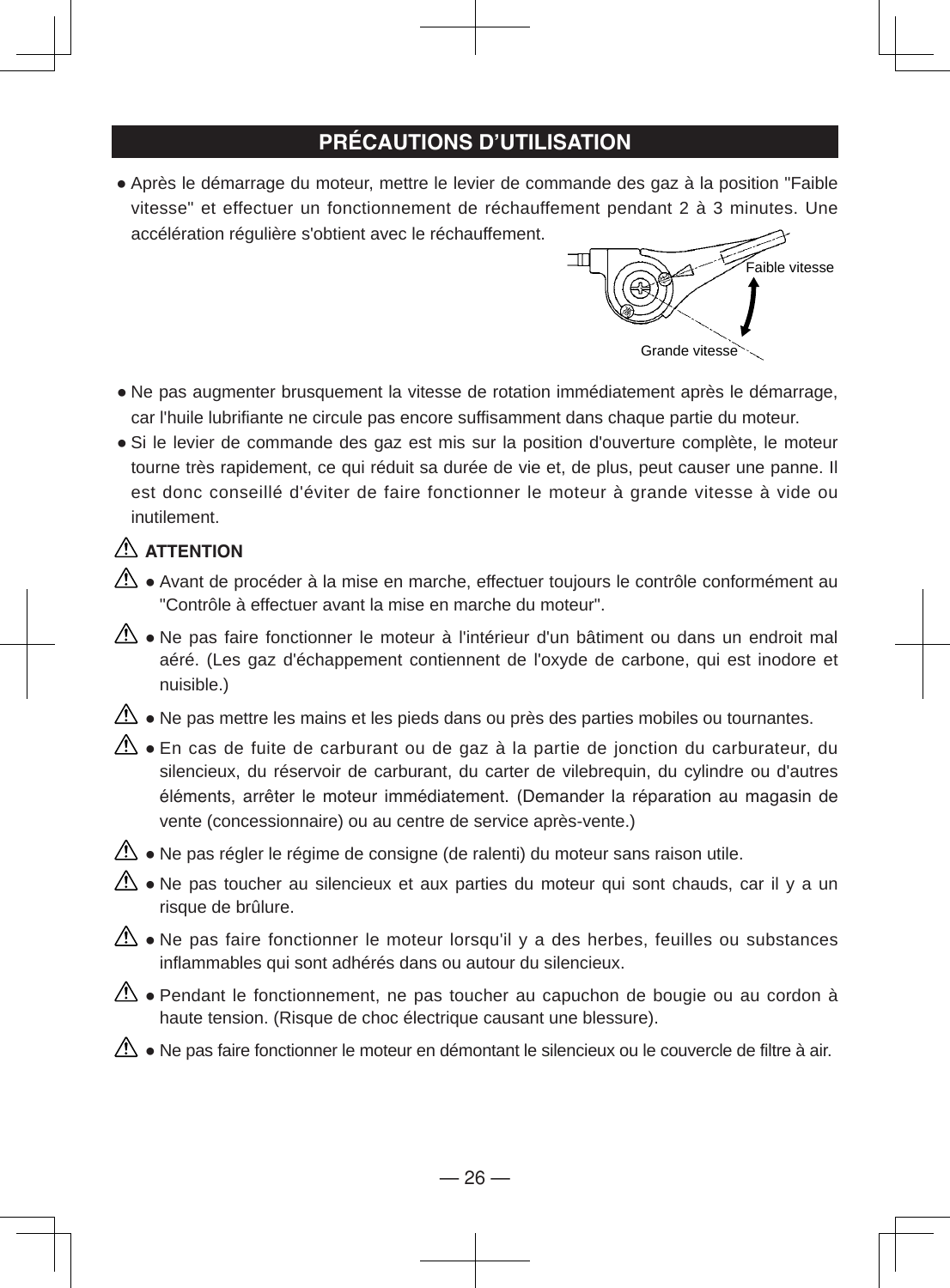## PRÉCAUTIONS D'UTILISATION

- Après le démarrage du moteur, mettre le levier de commande des gaz à la position "Faible vitesse" et effectuer un fonctionnement de réchauffement pendant 2 à 3 minutes. Une accélération régulière s'obtient avec le réchauffement.

Faible vitesse

Grande vitesse

- Ne pas augmenter brusquement la vitesse de rotation immédiatement après le démarrage, car l'huile lubrifiante ne circule pas encore suffisamment dans chaque partie du moteur.
- Si le levier de commande des gaz est mis sur la position d'ouverture complète, le moteur tourne très rapidement, ce qui réduit sa durée de vie et, de plus, peut causer une panne. Il est donc conseillé d'éviter de faire fonctionner le moteur à grande vitesse à vide ou inutilement.

### ⚠ ATTENTION

- ⚠ Avant de procéder à la mise en marche, effectuer toujours le contrôle conformément au "Contrôle à effectuer avant la mise en marche du moteur".
- ⚠ Ne pas faire fonctionner le moteur à l'intérieur d'un bâtiment ou dans un endroit mal aéré. (Les gaz d'échappement contiennent de l'oxyde de carbone, qui est inodore et nuisible.)
- ⚠ Ne pas mettre les mains et les pieds dans ou près des parties mobiles ou tournantes.
- ⚠ En cas de fuite de carburant ou de gaz à la partie de jonction du carburateur, du silencieux, du réservoir de carburant, du carter de vilebrequin, du cylindre ou d'autres éléments, arrêter le moteur immédiatement. (Demander la réparation au magasin de vente (concessionnaire) ou au centre de service après-vente.)
- ⚠ Ne pas régler le régime de consigne (de ralenti) du moteur sans raison utile.
- ⚠ Ne pas toucher au silencieux et aux parties du moteur qui sont chauds, car il y a un risque de brûlure.
- ⚠ Ne pas faire fonctionner le moteur lorsqu'il y a des herbes, feuilles ou substances inflammables qui sont adhérés dans ou autour du silencieux.
- ⚠ Pendant le fonctionnement, ne pas toucher au capuchon de bougie ou au cordon à haute tension. (Risque de choc électrique causant une blessure).
- ⚠ Ne pas faire fonctionner le moteur en démontant le silencieux ou le couvercle de filtre à air.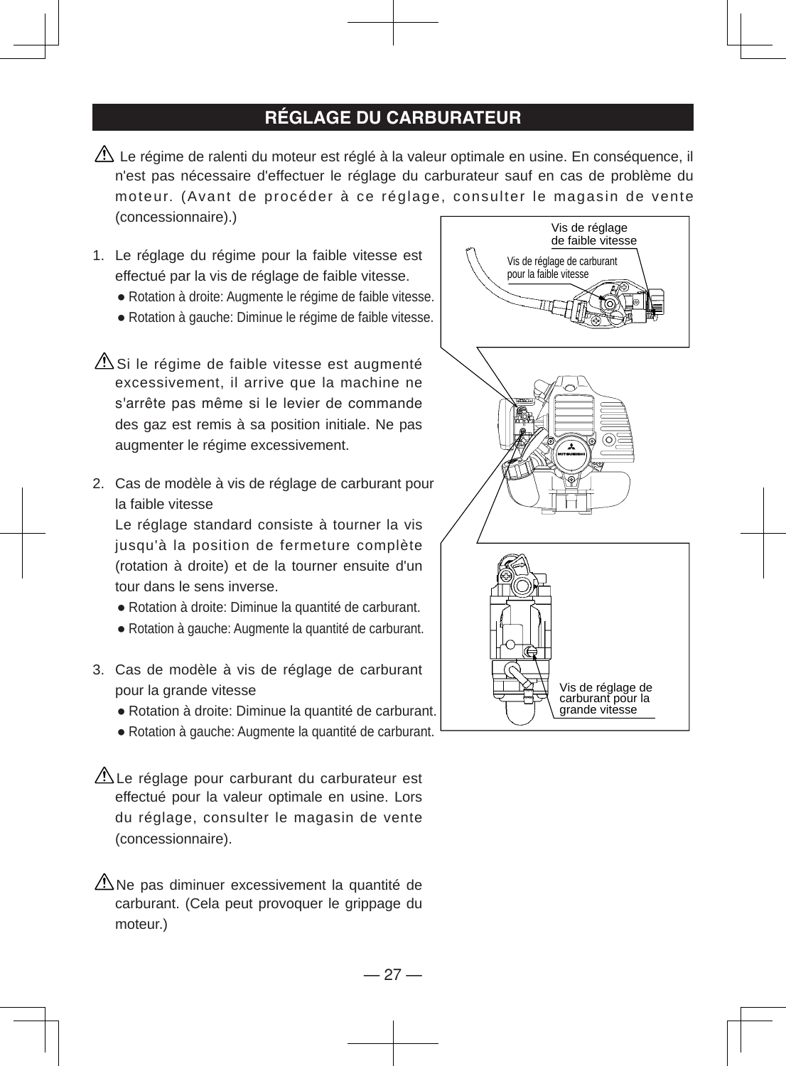## RÉGLAGE DU CARBURATEUR

⚠ Le régime de ralenti du moteur est réglé à la valeur optimale en usine. En conséquence, il n'est pas nécessaire d'effectuer le réglage du carburateur sauf en cas de problème du moteur. (Avant de procéder à ce réglage, consulter le magasin de vente (concessionnaire).)

1. Le réglage du régime pour la faible vitesse est effectué par la vis de réglage de faible vitesse.
   - Rotation à droite: Augmente le régime de faible vitesse.
   - Rotation à gauche: Diminue le régime de faible vitesse.

⚠ Si le régime de faible vitesse est augmenté excessivement, il arrive que la machine ne s'arrête pas même si le levier de commande des gaz est remis à sa position initiale. Ne pas augmenter le régime excessivement.

2. Cas de modèle à vis de réglage de carburant pour la faible vitesse
   Le réglage standard consiste à tourner la vis jusqu'à la position de fermeture complète (rotation à droite) et de la tourner ensuite d'un tour dans le sens inverse.
   - Rotation à droite: Diminue la quantité de carburant.
   - Rotation à gauche: Augmente la quantité de carburant.

3. Cas de modèle à vis de réglage de carburant pour la grande vitesse
   - Rotation à droite: Diminue la quantité de carburant.
   - Rotation à gauche: Augmente la quantité de carburant.

⚠ Le réglage pour carburant du carburateur est effectué pour la valeur optimale en usine. Lors du réglage, consulter le magasin de vente (concessionnaire).

⚠ Ne pas diminuer excessivement la quantité de carburant. (Cela peut provoquer le grippage du moteur.)

Vis de réglage de faible vitesse

Vis de réglage de carburant pour la faible vitesse

Vis de réglage de carburant pour la grande vitesse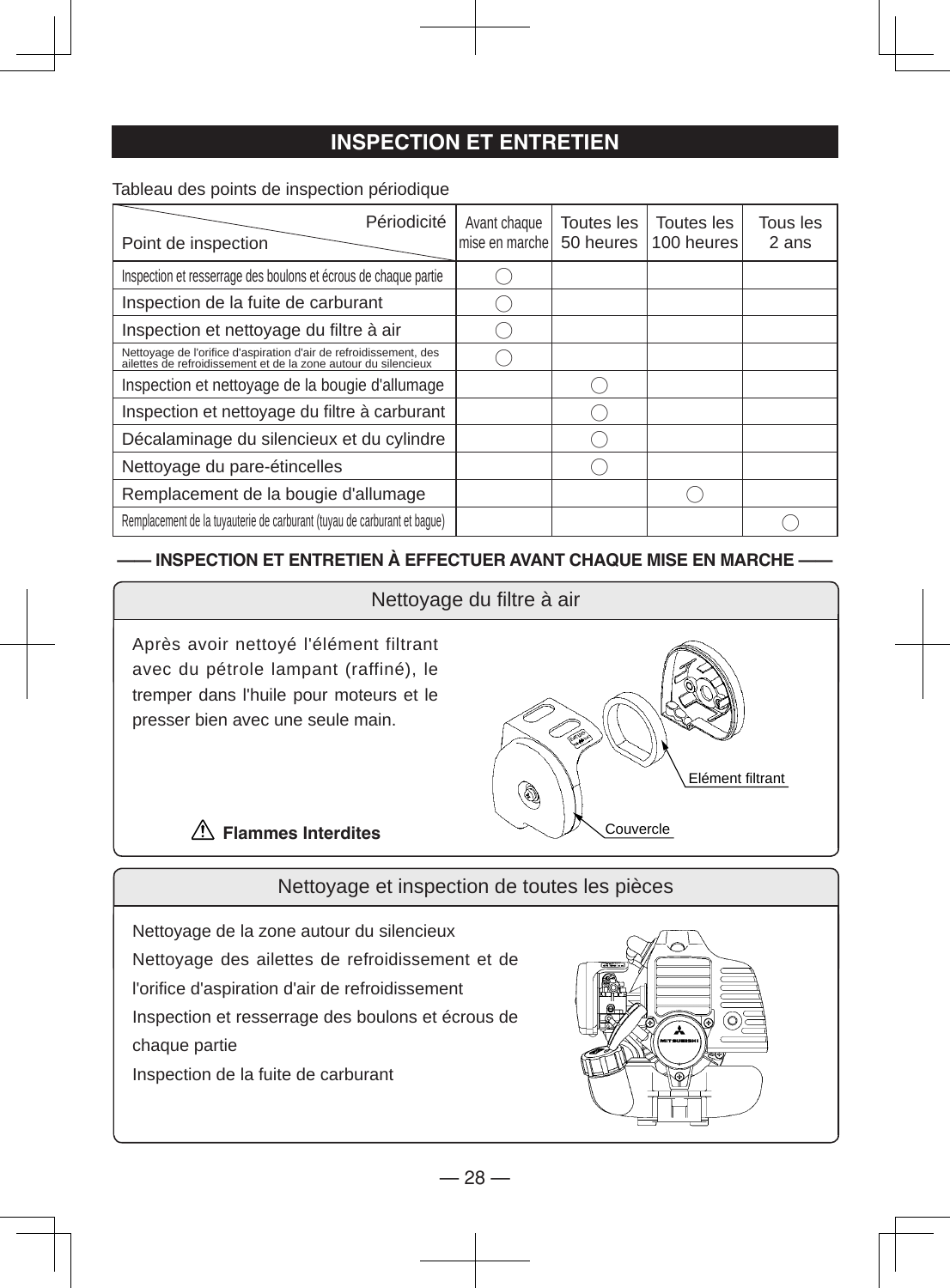# INSPECTION ET ENTRETIEN

Tableau des points de inspection périodique

| Point de inspection / Périodicité | Avant chaque mise en marche | Toutes les 50 heures | Toutes les 100 heures | Tous les 2 ans |
|---|---|---|---|---|
| Inspection et resserrage des boulons et écrous de chaque partie | ○ | | | |
| Inspection de la fuite de carburant | ○ | | | |
| Inspection et nettoyage du filtre à air | ○ | | | |
| Nettoyage de l'orifice d'aspiration d'air de refroidissement, des ailettes de refroidissement et de la zone autour du silencieux | ○ | | | |
| Inspection et nettoyage de la bougie d'allumage | | ○ | | |
| Inspection et nettoyage du filtre à carburant | | ○ | | |
| Décalaminage du silencieux et du cylindre | | ○ | | |
| Nettoyage du pare-étincelles | | ○ | | |
| Remplacement de la bougie d'allumage | | | ○ | |
| Remplacement de la tuyauterie de carburant (tuyau de carburant et bague) | | | | ○ |

## —— INSPECTION ET ENTRETIEN À EFFECTUER AVANT CHAQUE MISE EN MARCHE ——

### Nettoyage du filtre à air

Après avoir nettoyé l'élément filtrant avec du pétrole lampant (raffiné), le tremper dans l'huile pour moteurs et le presser bien avec une seule main.

Elément filtrant

Couvercle

⚠ **Flammes Interdites**

### Nettoyage et inspection de toutes les pièces

Nettoyage de la zone autour du silencieux

Nettoyage des ailettes de refroidissement et de l'orifice d'aspiration d'air de refroidissement

Inspection et resserrage des boulons et écrous de chaque partie

Inspection de la fuite de carburant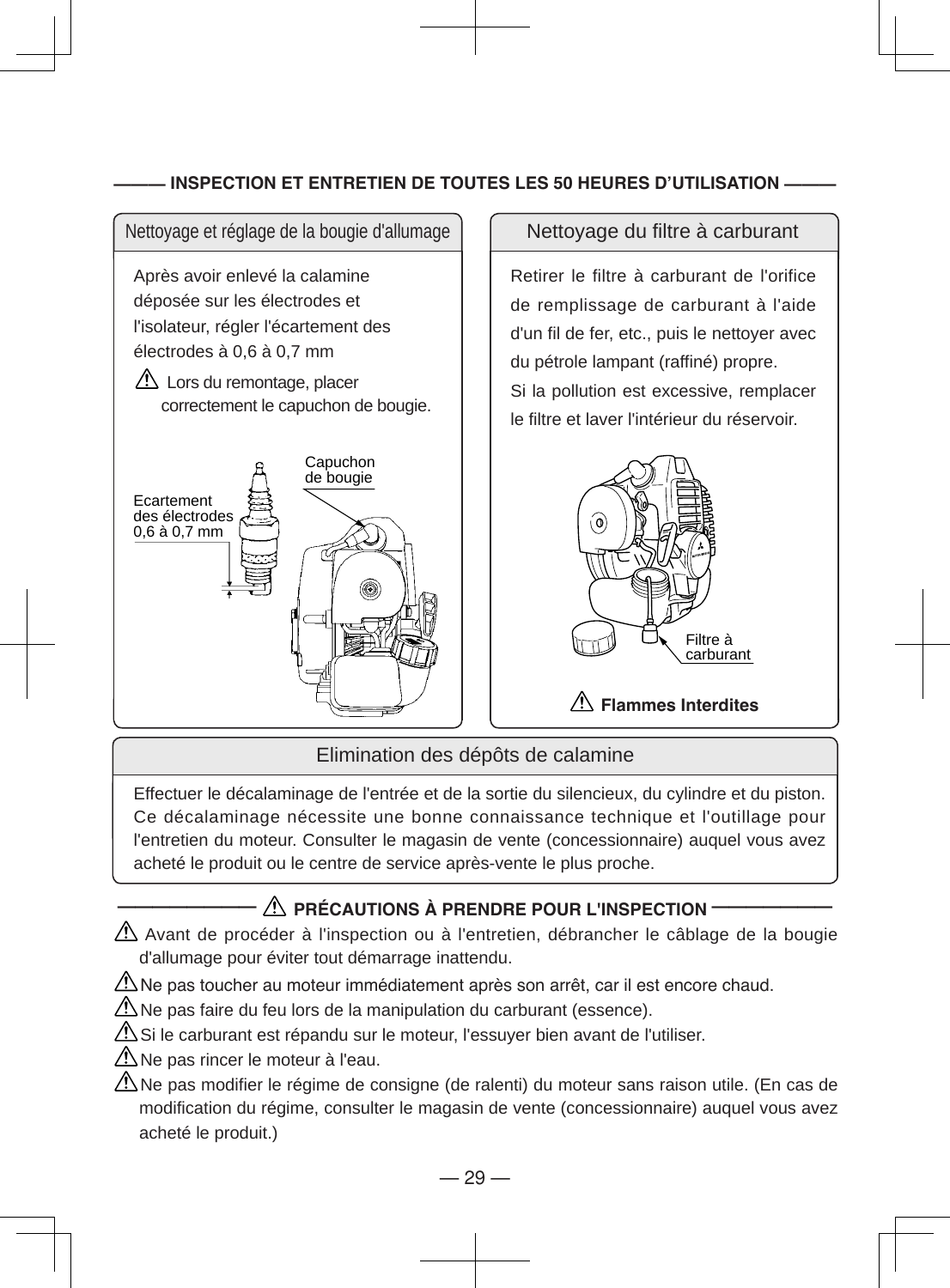## INSPECTION ET ENTRETIEN DE TOUTES LES 50 HEURES D'UTILISATION

### Nettoyage et réglage de la bougie d'allumage

Après avoir enlevé la calamine déposée sur les électrodes et l'isolateur, régler l'écartement des électrodes à 0,6 à 0,7 mm

⚠ Lors du remontage, placer correctement le capuchon de bougie.

Capuchon de bougie

Ecartement des électrodes 0,6 à 0,7 mm

### Nettoyage du filtre à carburant

Retirer le filtre à carburant de l'orifice de remplissage de carburant à l'aide d'un fil de fer, etc., puis le nettoyer avec du pétrole lampant (raffiné) propre.

Si la pollution est excessive, remplacer le filtre et laver l'intérieur du réservoir.

Filtre à carburant

⚠ **Flammes Interdites**

### Elimination des dépôts de calamine

Effectuer le décalaminage de l'entrée et de la sortie du silencieux, du cylindre et du piston. Ce décalaminage nécessite une bonne connaissance technique et l'outillage pour l'entretien du moteur. Consulter le magasin de vente (concessionnaire) auquel vous avez acheté le produit ou le centre de service après-vente le plus proche.

## ⚠ PRÉCAUTIONS À PRENDRE POUR L'INSPECTION

⚠ Avant de procéder à l'inspection ou à l'entretien, débrancher le câblage de la bougie d'allumage pour éviter tout démarrage inattendu.

⚠ Ne pas toucher au moteur immédiatement après son arrêt, car il est encore chaud.

⚠ Ne pas faire du feu lors de la manipulation du carburant (essence).

⚠ Si le carburant est répandu sur le moteur, l'essuyer bien avant de l'utiliser.

⚠ Ne pas rincer le moteur à l'eau.

⚠ Ne pas modifier le régime de consigne (de ralenti) du moteur sans raison utile. (En cas de modification du régime, consulter le magasin de vente (concessionnaire) auquel vous avez acheté le produit.)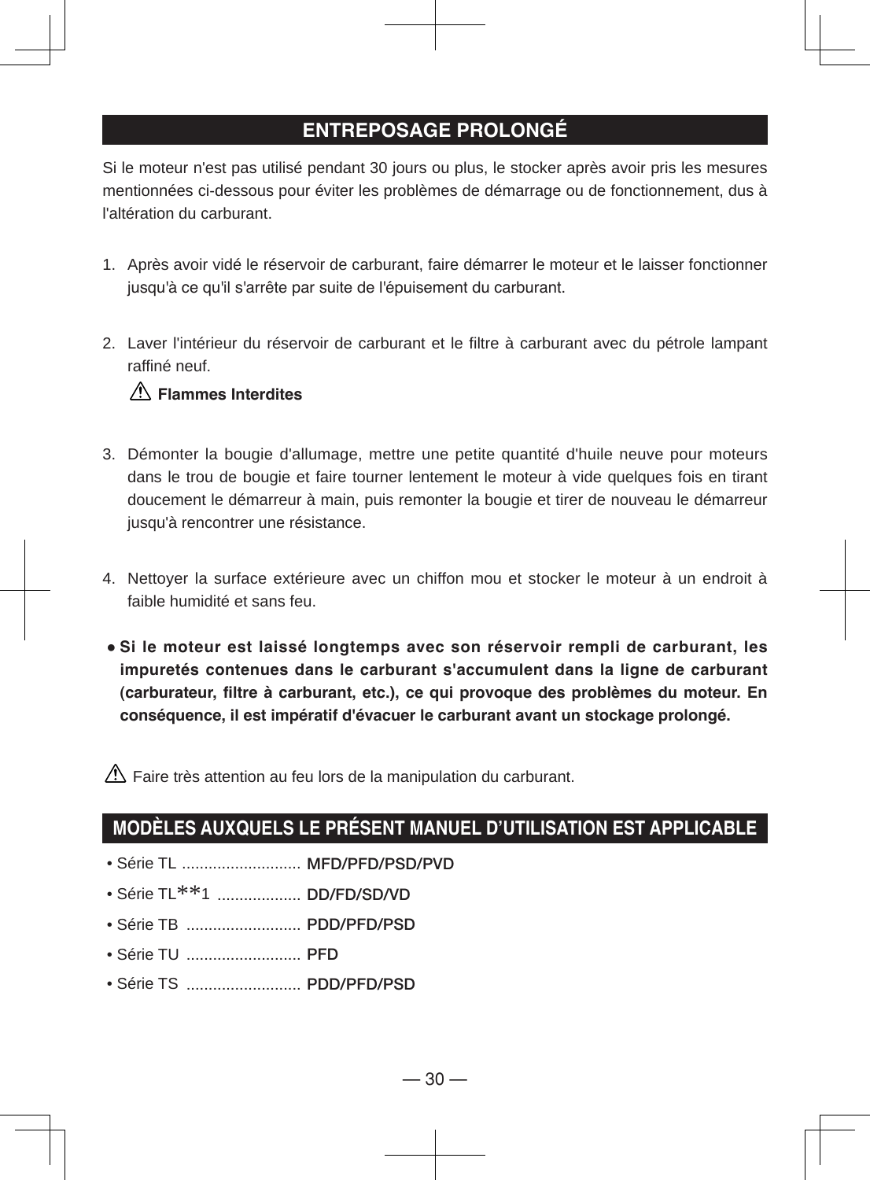## ENTREPOSAGE PROLONGÉ

Si le moteur n'est pas utilisé pendant 30 jours ou plus, le stocker après avoir pris les mesures mentionnées ci-dessous pour éviter les problèmes de démarrage ou de fonctionnement, dus à l'altération du carburant.

1. Après avoir vidé le réservoir de carburant, faire démarrer le moteur et le laisser fonctionner jusqu'à ce qu'il s'arrête par suite de l'épuisement du carburant.

2. Laver l'intérieur du réservoir de carburant et le filtre à carburant avec du pétrole lampant raffiné neuf.

   ⚠ **Flammes Interdites**

3. Démonter la bougie d'allumage, mettre une petite quantité d'huile neuve pour moteurs dans le trou de bougie et faire tourner lentement le moteur à vide quelques fois en tirant doucement le démarreur à main, puis remonter la bougie et tirer de nouveau le démarreur jusqu'à rencontrer une résistance.

4. Nettoyer la surface extérieure avec un chiffon mou et stocker le moteur à un endroit à faible humidité et sans feu.

- **Si le moteur est laissé longtemps avec son réservoir rempli de carburant, les impuretés contenues dans le carburant s'accumulent dans la ligne de carburant (carburateur, filtre à carburant, etc.), ce qui provoque des problèmes du moteur. En conséquence, il est impératif d'évacuer le carburant avant un stockage prolongé.**

⚠ Faire très attention au feu lors de la manipulation du carburant.

## MODÈLES AUXQUELS LE PRÉSENT MANUEL D'UTILISATION EST APPLICABLE

- Série TL ........................... MFD/PFD/PSD/PVD
- Série TL**1 ................... DD/FD/SD/VD
- Série TB .......................... PDD/PFD/PSD
- Série TU .......................... PFD
- Série TS .......................... PDD/PFD/PSD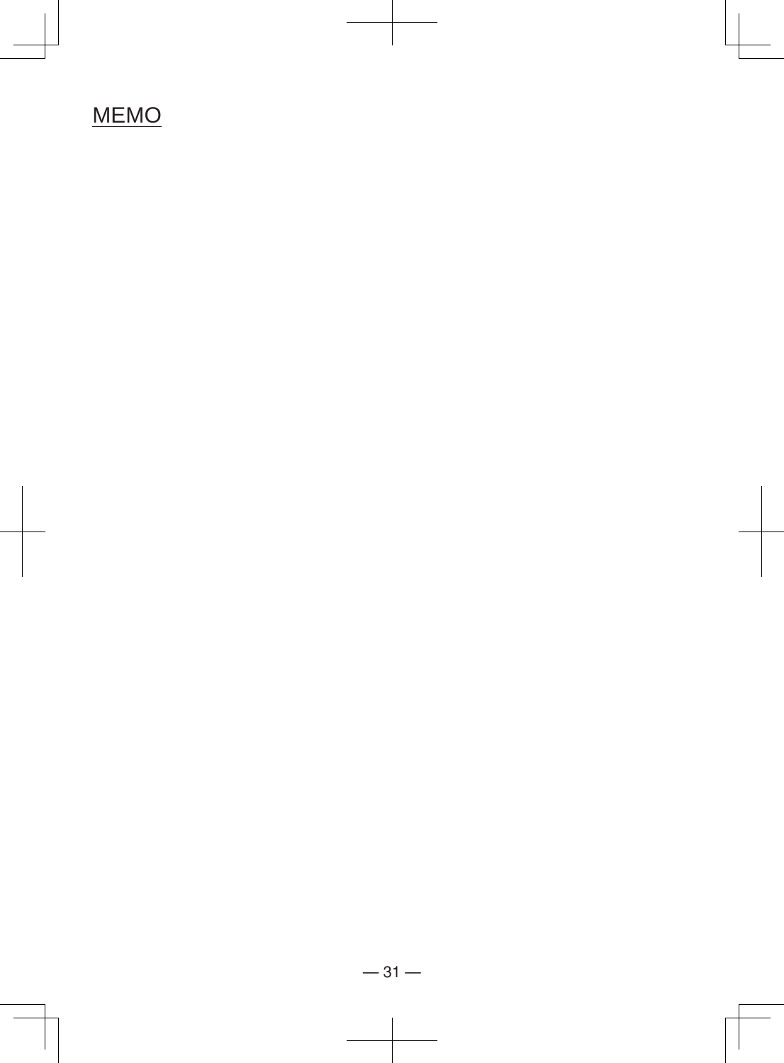MEMO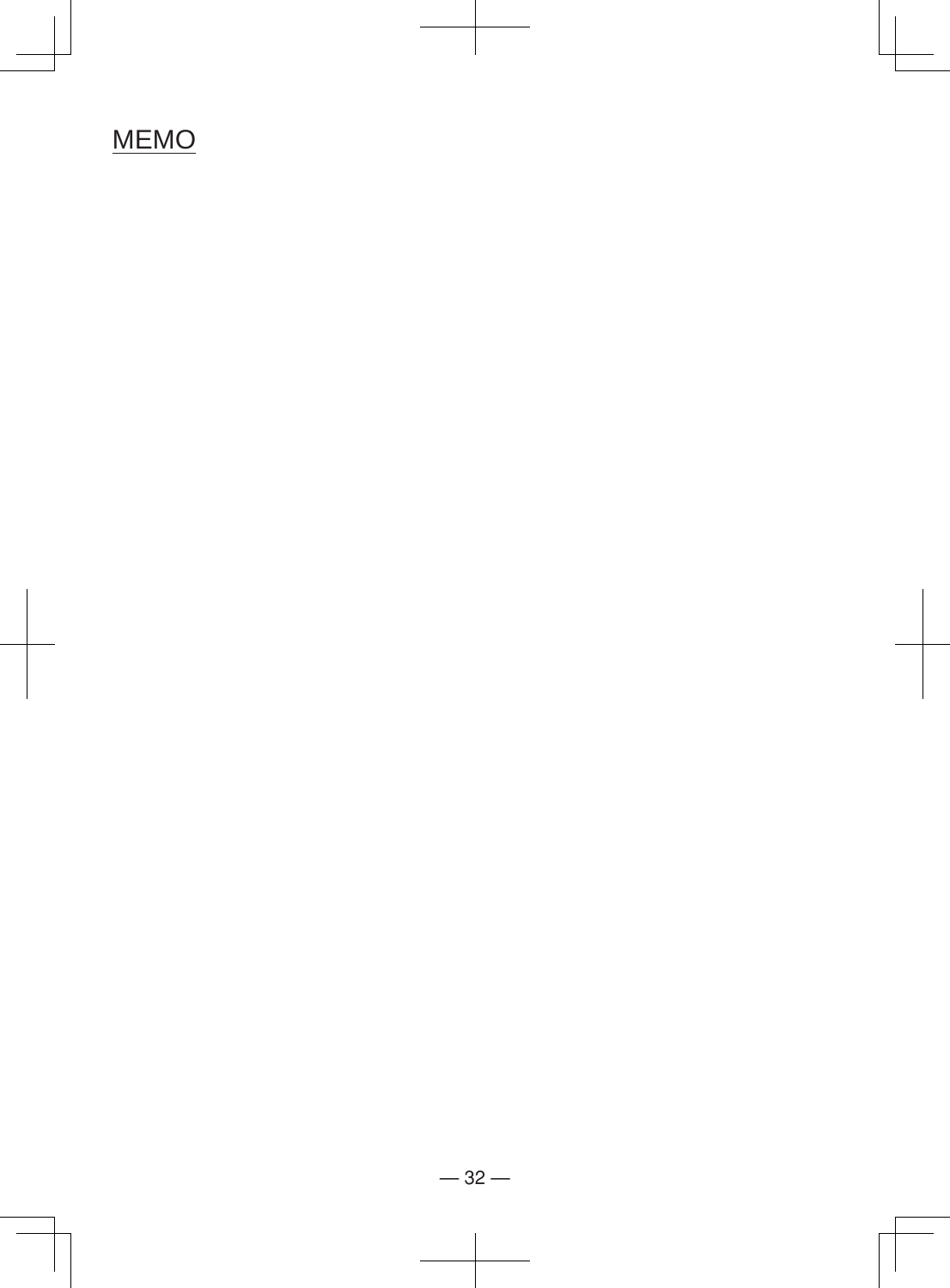MEMO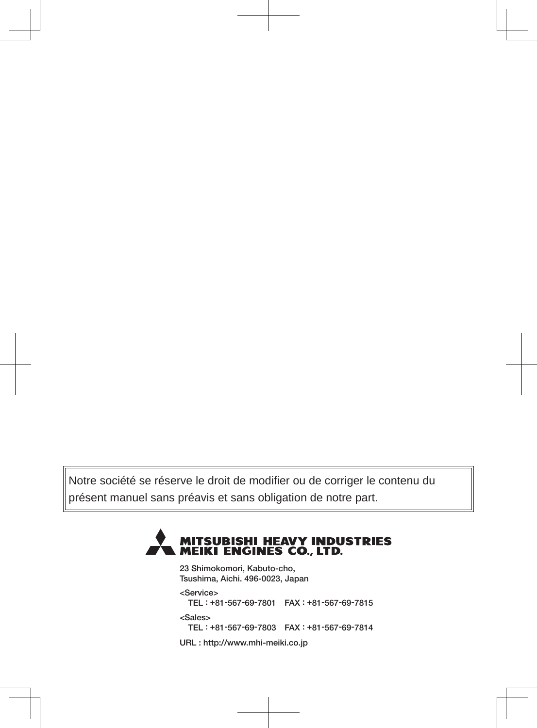Notre société se réserve le droit de modifier ou de corriger le contenu du présent manuel sans préavis et sans obligation de notre part.

**MITSUBISHI HEAVY INDUSTRIES MEIKI ENGINES CO., LTD.**

23 Shimokomori, Kabuto-cho,
Tsushima, Aichi. 496-0023, Japan

<Service>
TEL : +81-567-69-7801　FAX : +81-567-69-7815

<Sales>
TEL : +81-567-69-7803　FAX : +81-567-69-7814

URL : http://www.mhi-meiki.co.jp